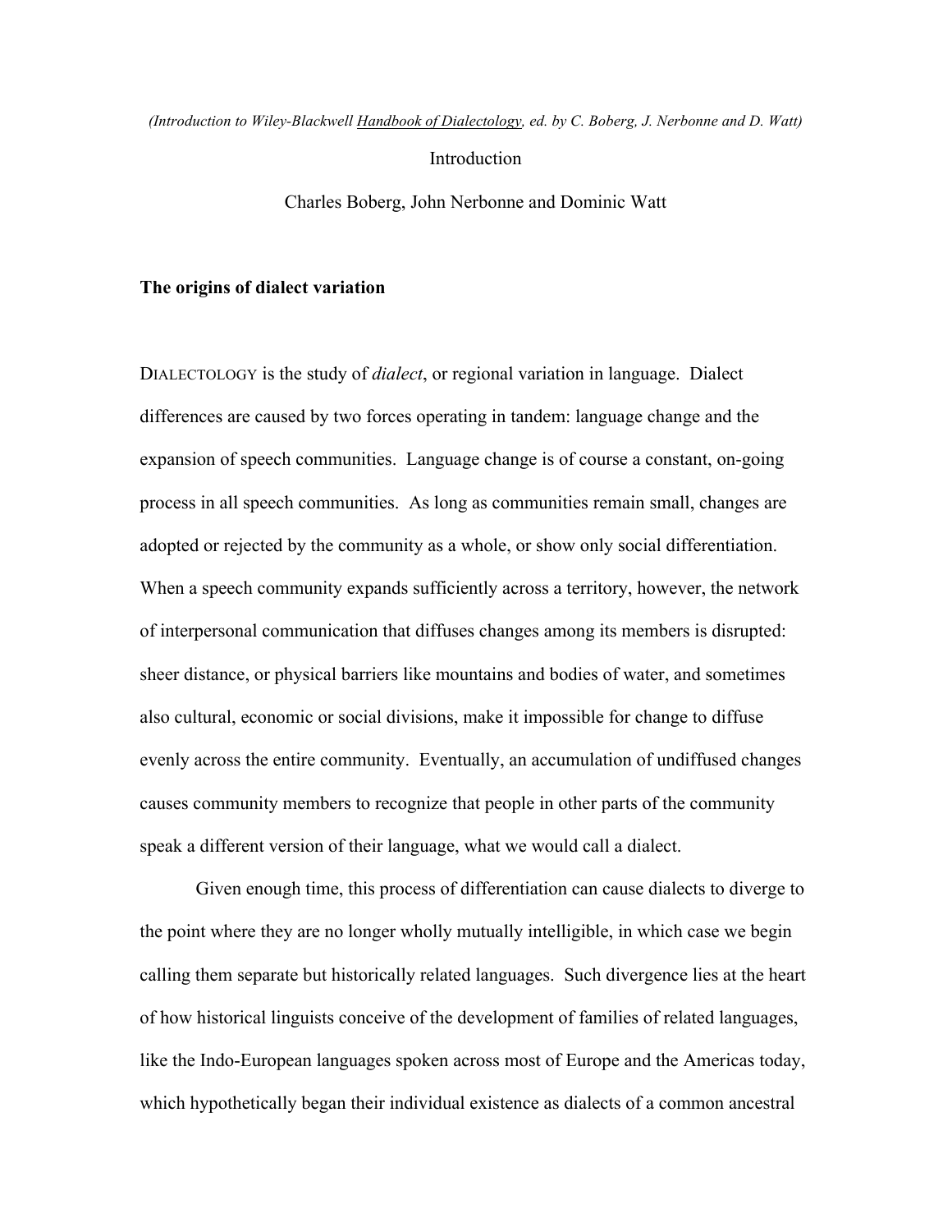*(Introduction to Wiley-Blackwell Handbook of Dialectology, ed. by C. Boberg, J. Nerbonne and D. Watt)*

# Introduction

Charles Boberg, John Nerbonne and Dominic Watt

## The origins of dialect variation

DIALECTOLOGY is the study of *dialect*, or regional variation in language. Dialect differences are caused by two forces operating in tandem: language change and the expansion of speech communities. Language change is of course a constant, on-going process in all speech communities. As long as communities remain small, changes are adopted or rejected by the community as a whole, or show only social differentiation. When a speech community expands sufficiently across a territory, however, the network of interpersonal communication that diffuses changes among its members is disrupted: sheer distance, or physical barriers like mountains and bodies of water, and sometimes also cultural, economic or social divisions, make it impossible for change to diffuse evenly across the entire community. Eventually, an accumulation of undiffused changes causes community members to recognize that people in other parts of the community speak a different version of their language, what we would call a dialect.

Given enough time, this process of differentiation can cause dialects to diverge to the point where they are no longer wholly mutually intelligible, in which case we begin calling them separate but historically related languages. Such divergence lies at the heart of how historical linguists conceive of the development of families of related languages, like the Indo-European languages spoken across most of Europe and the Americas today, which hypothetically began their individual existence as dialects of a common ancestral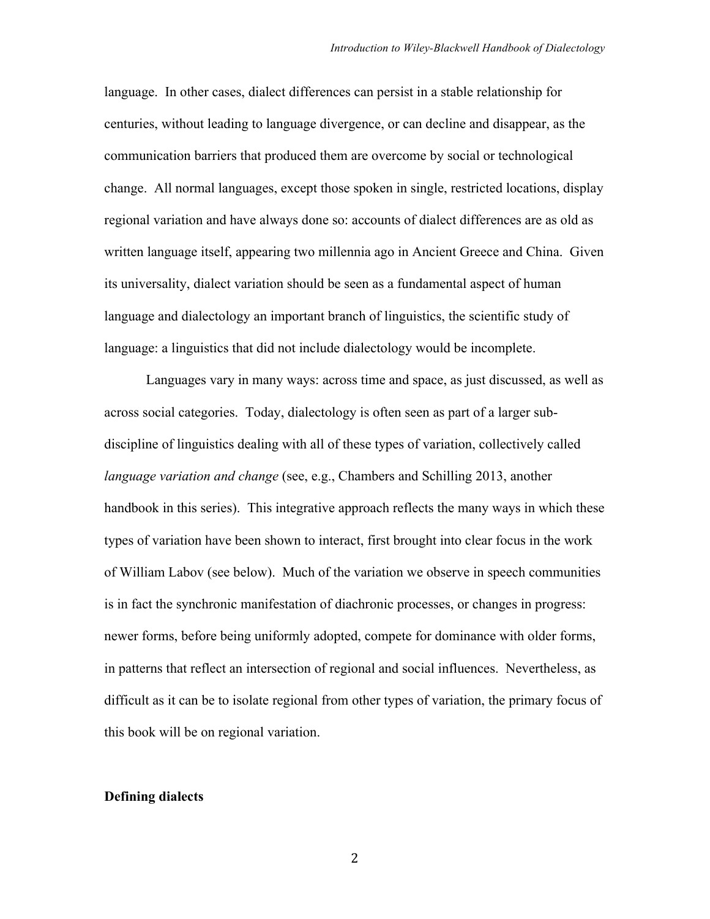language. In other cases, dialect differences can persist in a stable relationship for centuries, without leading to language divergence, or can decline and disappear, as the communication barriers that produced them are overcome by social or technological change. All normal languages, except those spoken in single, restricted locations, display regional variation and have always done so: accounts of dialect differences are as old as written language itself, appearing two millennia ago in Ancient Greece and China. Given its universality, dialect variation should be seen as a fundamental aspect of human language and dialectology an important branch of linguistics, the scientific study of language: a linguistics that did not include dialectology would be incomplete.

Languages vary in many ways: across time and space, as just discussed, as well as across social categories. Today, dialectology is often seen as part of a larger sub-discipline of linguistics dealing with all of these types of variation, collectively called *language variation and change* (see, e.g., Chambers and Schilling 2013, another handbook in this series). This integrative approach reflects the many ways in which these types of variation have been shown to interact, first brought into clear focus in the work of William Labov (see below). Much of the variation we observe in speech communities is in fact the synchronic manifestation of diachronic processes, or changes in progress: newer forms, before being uniformly adopted, compete for dominance with older forms, in patterns that reflect an intersection of regional and social influences. Nevertheless, as difficult as it can be to isolate regional from other types of variation, the primary focus of this book will be on regional variation.

**Defining dialects**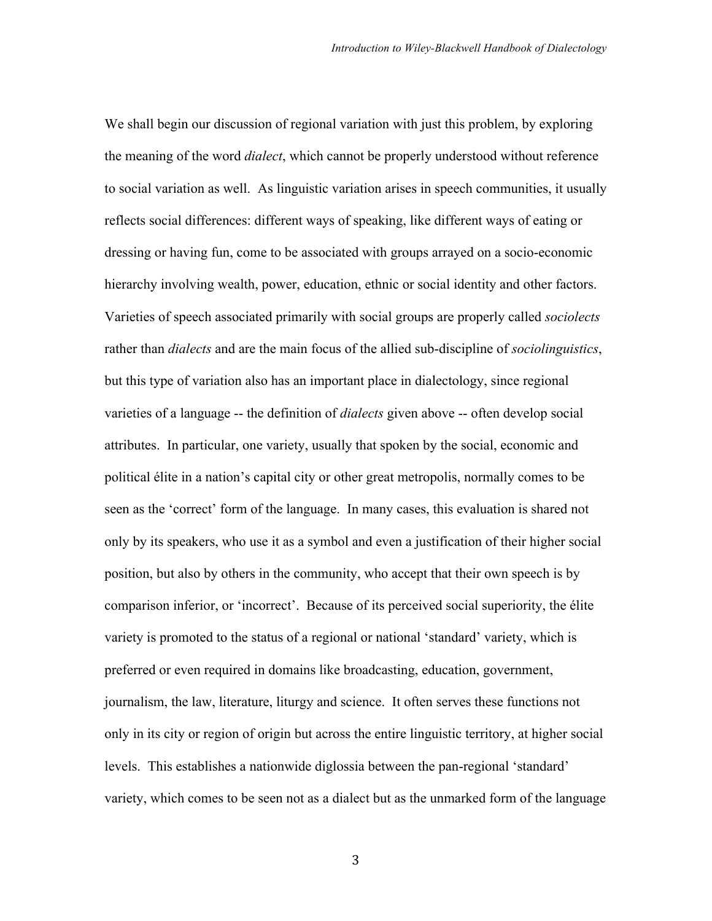We shall begin our discussion of regional variation with just this problem, by exploring the meaning of the word *dialect*, which cannot be properly understood without reference to social variation as well. As linguistic variation arises in speech communities, it usually reflects social differences: different ways of speaking, like different ways of eating or dressing or having fun, come to be associated with groups arrayed on a socio-economic hierarchy involving wealth, power, education, ethnic or social identity and other factors. Varieties of speech associated primarily with social groups are properly called *sociolects* rather than *dialects* and are the main focus of the allied sub-discipline of *sociolinguistics*, but this type of variation also has an important place in dialectology, since regional varieties of a language -- the definition of *dialects* given above -- often develop social attributes. In particular, one variety, usually that spoken by the social, economic and political élite in a nation's capital city or other great metropolis, normally comes to be seen as the 'correct' form of the language. In many cases, this evaluation is shared not only by its speakers, who use it as a symbol and even a justification of their higher social position, but also by others in the community, who accept that their own speech is by comparison inferior, or 'incorrect'. Because of its perceived social superiority, the élite variety is promoted to the status of a regional or national 'standard' variety, which is preferred or even required in domains like broadcasting, education, government, journalism, the law, literature, liturgy and science. It often serves these functions not only in its city or region of origin but across the entire linguistic territory, at higher social levels. This establishes a nationwide diglossia between the pan-regional 'standard' variety, which comes to be seen not as a dialect but as the unmarked form of the language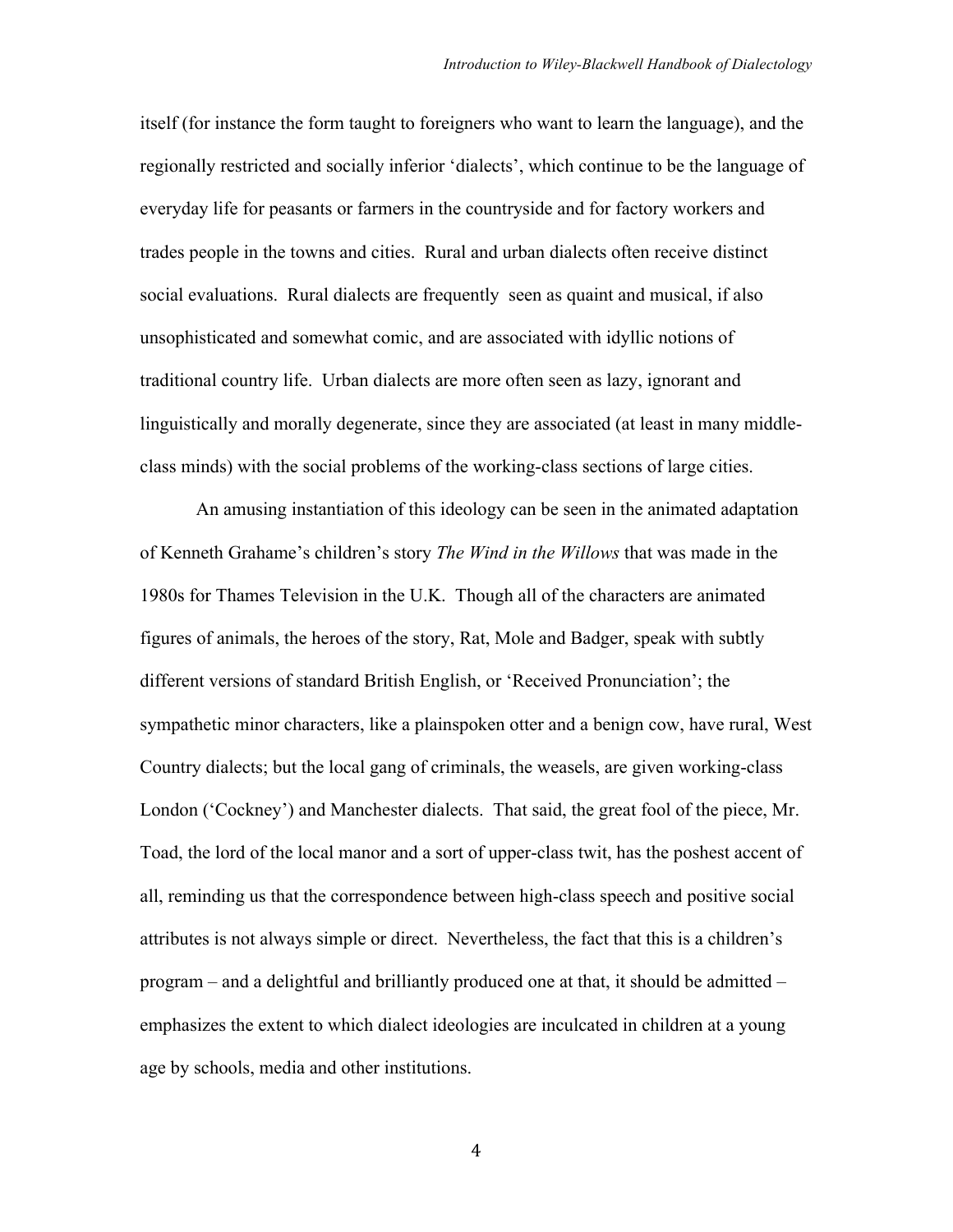itself (for instance the form taught to foreigners who want to learn the language), and the regionally restricted and socially inferior 'dialects', which continue to be the language of everyday life for peasants or farmers in the countryside and for factory workers and trades people in the towns and cities. Rural and urban dialects often receive distinct social evaluations. Rural dialects are frequently seen as quaint and musical, if also unsophisticated and somewhat comic, and are associated with idyllic notions of traditional country life. Urban dialects are more often seen as lazy, ignorant and linguistically and morally degenerate, since they are associated (at least in many middle-class minds) with the social problems of the working-class sections of large cities.

An amusing instantiation of this ideology can be seen in the animated adaptation of Kenneth Grahame's children's story *The Wind in the Willows* that was made in the 1980s for Thames Television in the U.K. Though all of the characters are animated figures of animals, the heroes of the story, Rat, Mole and Badger, speak with subtly different versions of standard British English, or 'Received Pronunciation'; the sympathetic minor characters, like a plainspoken otter and a benign cow, have rural, West Country dialects; but the local gang of criminals, the weasels, are given working-class London ('Cockney') and Manchester dialects. That said, the great fool of the piece, Mr. Toad, the lord of the local manor and a sort of upper-class twit, has the poshest accent of all, reminding us that the correspondence between high-class speech and positive social attributes is not always simple or direct. Nevertheless, the fact that this is a children's program – and a delightful and brilliantly produced one at that, it should be admitted – emphasizes the extent to which dialect ideologies are inculcated in children at a young age by schools, media and other institutions.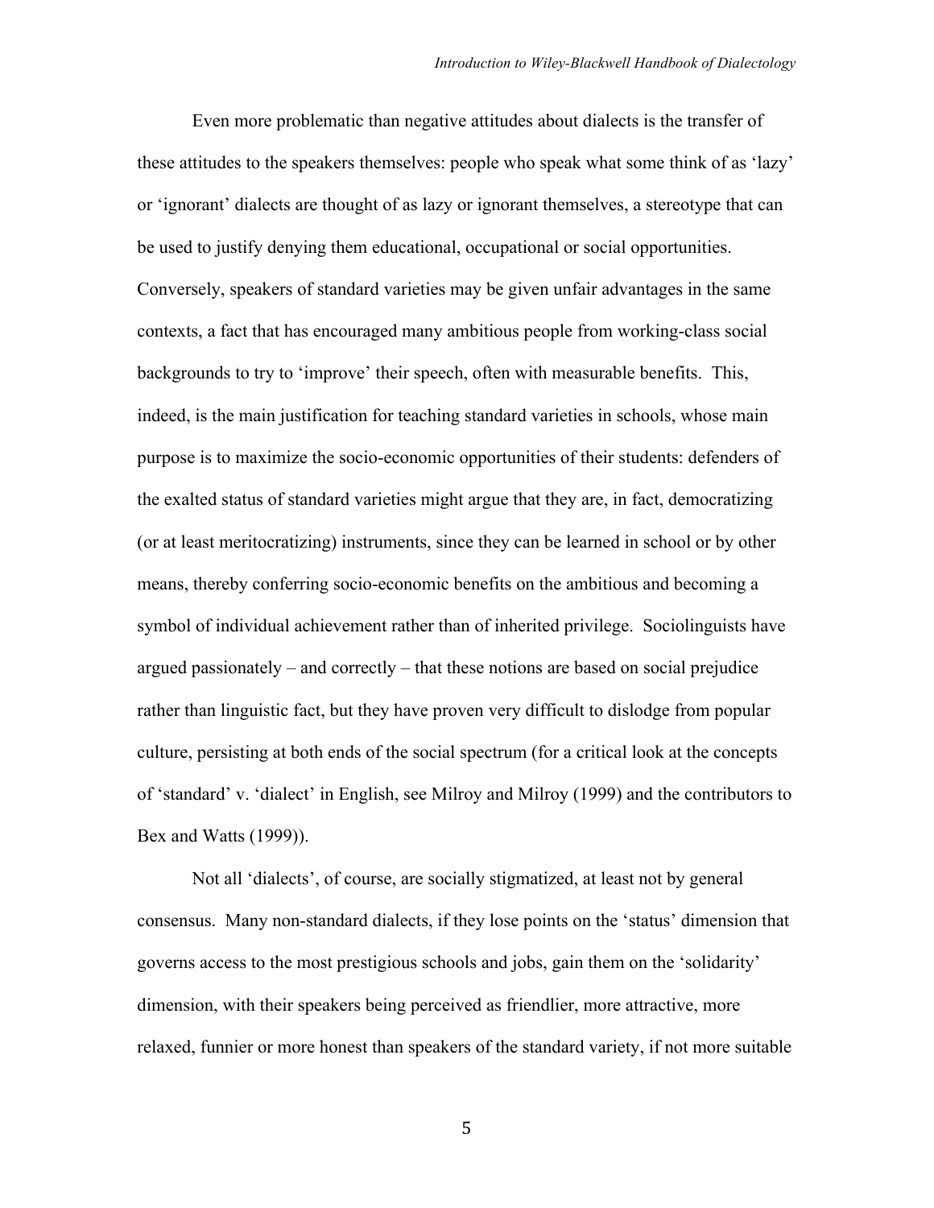Even more problematic than negative attitudes about dialects is the transfer of these attitudes to the speakers themselves: people who speak what some think of as 'lazy' or 'ignorant' dialects are thought of as lazy or ignorant themselves, a stereotype that can be used to justify denying them educational, occupational or social opportunities. Conversely, speakers of standard varieties may be given unfair advantages in the same contexts, a fact that has encouraged many ambitious people from working-class social backgrounds to try to 'improve' their speech, often with measurable benefits. This, indeed, is the main justification for teaching standard varieties in schools, whose main purpose is to maximize the socio-economic opportunities of their students: defenders of the exalted status of standard varieties might argue that they are, in fact, democratizing (or at least meritocratizing) instruments, since they can be learned in school or by other means, thereby conferring socio-economic benefits on the ambitious and becoming a symbol of individual achievement rather than of inherited privilege. Sociolinguists have argued passionately – and correctly – that these notions are based on social prejudice rather than linguistic fact, but they have proven very difficult to dislodge from popular culture, persisting at both ends of the social spectrum (for a critical look at the concepts of 'standard' v. 'dialect' in English, see Milroy and Milroy (1999) and the contributors to Bex and Watts (1999)).

Not all 'dialects', of course, are socially stigmatized, at least not by general consensus. Many non-standard dialects, if they lose points on the 'status' dimension that governs access to the most prestigious schools and jobs, gain them on the 'solidarity' dimension, with their speakers being perceived as friendlier, more attractive, more relaxed, funnier or more honest than speakers of the standard variety, if not more suitable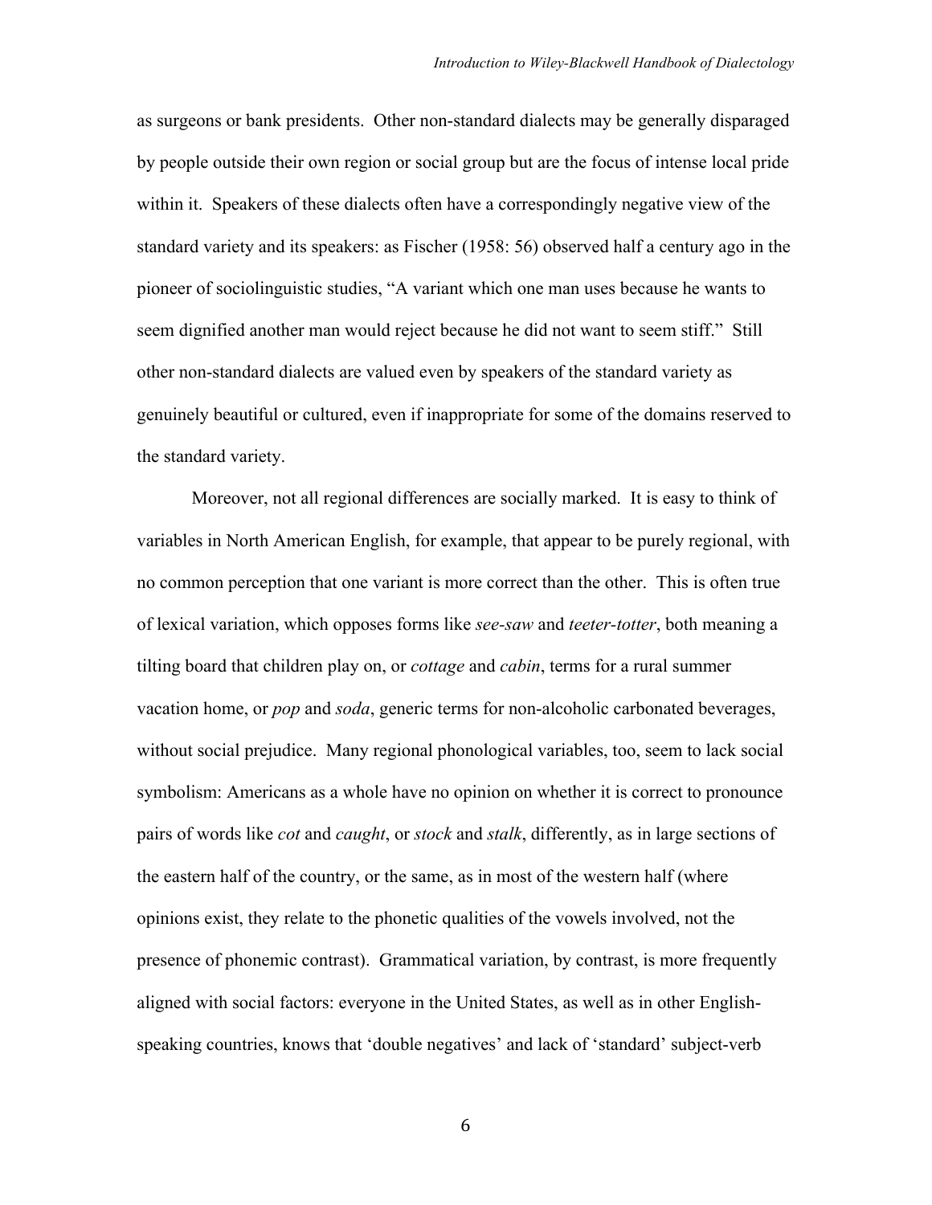as surgeons or bank presidents. Other non-standard dialects may be generally disparaged by people outside their own region or social group but are the focus of intense local pride within it. Speakers of these dialects often have a correspondingly negative view of the standard variety and its speakers: as Fischer (1958: 56) observed half a century ago in the pioneer of sociolinguistic studies, "A variant which one man uses because he wants to seem dignified another man would reject because he did not want to seem stiff." Still other non-standard dialects are valued even by speakers of the standard variety as genuinely beautiful or cultured, even if inappropriate for some of the domains reserved to the standard variety.

Moreover, not all regional differences are socially marked. It is easy to think of variables in North American English, for example, that appear to be purely regional, with no common perception that one variant is more correct than the other. This is often true of lexical variation, which opposes forms like *see-saw* and *teeter-totter*, both meaning a tilting board that children play on, or *cottage* and *cabin*, terms for a rural summer vacation home, or *pop* and *soda*, generic terms for non-alcoholic carbonated beverages, without social prejudice. Many regional phonological variables, too, seem to lack social symbolism: Americans as a whole have no opinion on whether it is correct to pronounce pairs of words like *cot* and *caught*, or *stock* and *stalk*, differently, as in large sections of the eastern half of the country, or the same, as in most of the western half (where opinions exist, they relate to the phonetic qualities of the vowels involved, not the presence of phonemic contrast). Grammatical variation, by contrast, is more frequently aligned with social factors: everyone in the United States, as well as in other English-speaking countries, knows that 'double negatives' and lack of 'standard' subject-verb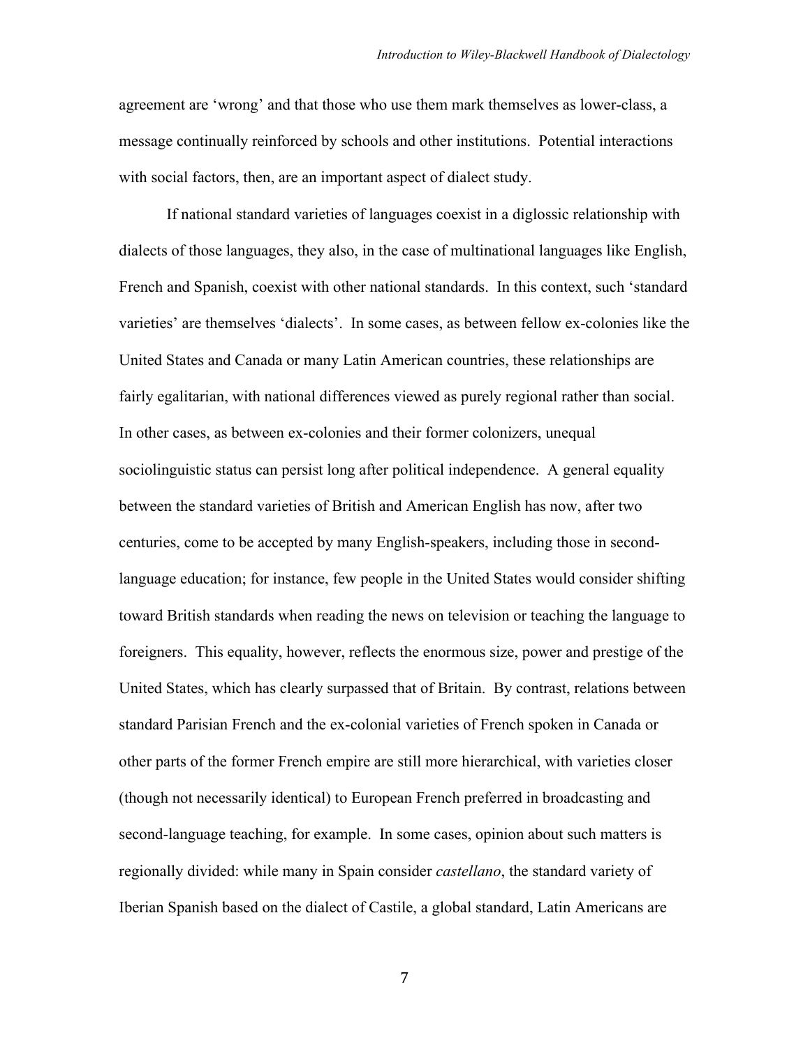agreement are 'wrong' and that those who use them mark themselves as lower-class, a message continually reinforced by schools and other institutions. Potential interactions with social factors, then, are an important aspect of dialect study.

If national standard varieties of languages coexist in a diglossic relationship with dialects of those languages, they also, in the case of multinational languages like English, French and Spanish, coexist with other national standards. In this context, such 'standard varieties' are themselves 'dialects'. In some cases, as between fellow ex-colonies like the United States and Canada or many Latin American countries, these relationships are fairly egalitarian, with national differences viewed as purely regional rather than social. In other cases, as between ex-colonies and their former colonizers, unequal sociolinguistic status can persist long after political independence. A general equality between the standard varieties of British and American English has now, after two centuries, come to be accepted by many English-speakers, including those in second-language education; for instance, few people in the United States would consider shifting toward British standards when reading the news on television or teaching the language to foreigners. This equality, however, reflects the enormous size, power and prestige of the United States, which has clearly surpassed that of Britain. By contrast, relations between standard Parisian French and the ex-colonial varieties of French spoken in Canada or other parts of the former French empire are still more hierarchical, with varieties closer (though not necessarily identical) to European French preferred in broadcasting and second-language teaching, for example. In some cases, opinion about such matters is regionally divided: while many in Spain consider *castellano*, the standard variety of Iberian Spanish based on the dialect of Castile, a global standard, Latin Americans are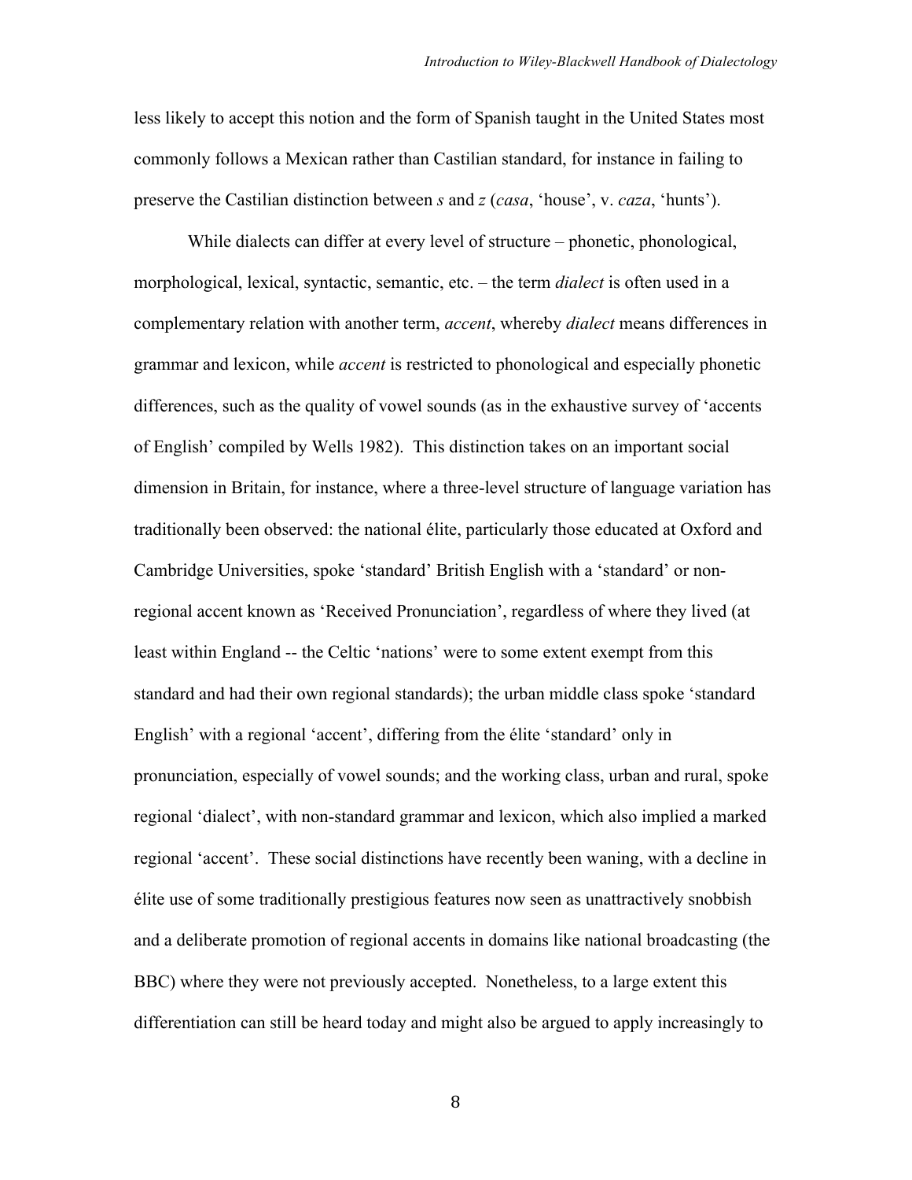less likely to accept this notion and the form of Spanish taught in the United States most commonly follows a Mexican rather than Castilian standard, for instance in failing to preserve the Castilian distinction between *s* and *z* (*casa*, 'house', v. *caza*, 'hunts').

While dialects can differ at every level of structure – phonetic, phonological, morphological, lexical, syntactic, semantic, etc. – the term *dialect* is often used in a complementary relation with another term, *accent*, whereby *dialect* means differences in grammar and lexicon, while *accent* is restricted to phonological and especially phonetic differences, such as the quality of vowel sounds (as in the exhaustive survey of 'accents of English' compiled by Wells 1982). This distinction takes on an important social dimension in Britain, for instance, where a three-level structure of language variation has traditionally been observed: the national élite, particularly those educated at Oxford and Cambridge Universities, spoke 'standard' British English with a 'standard' or non-regional accent known as 'Received Pronunciation', regardless of where they lived (at least within England -- the Celtic 'nations' were to some extent exempt from this standard and had their own regional standards); the urban middle class spoke 'standard English' with a regional 'accent', differing from the élite 'standard' only in pronunciation, especially of vowel sounds; and the working class, urban and rural, spoke regional 'dialect', with non-standard grammar and lexicon, which also implied a marked regional 'accent'. These social distinctions have recently been waning, with a decline in élite use of some traditionally prestigious features now seen as unattractively snobbish and a deliberate promotion of regional accents in domains like national broadcasting (the BBC) where they were not previously accepted. Nonetheless, to a large extent this differentiation can still be heard today and might also be argued to apply increasingly to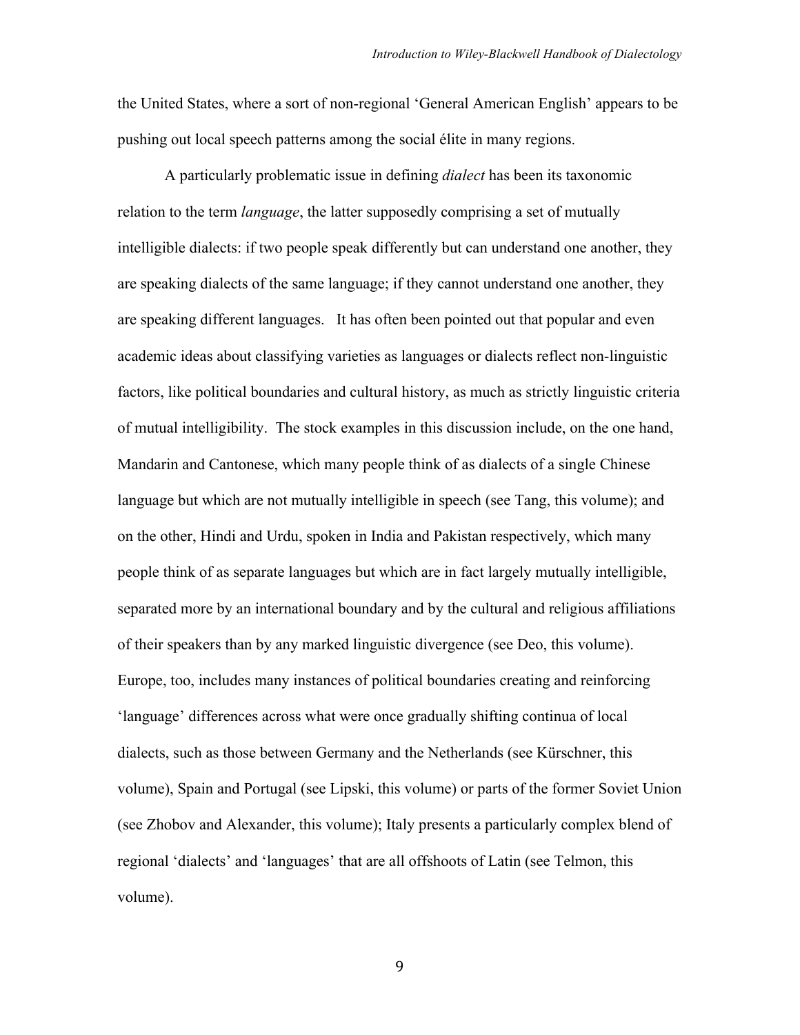the United States, where a sort of non-regional 'General American English' appears to be pushing out local speech patterns among the social élite in many regions.

A particularly problematic issue in defining *dialect* has been its taxonomic relation to the term *language*, the latter supposedly comprising a set of mutually intelligible dialects: if two people speak differently but can understand one another, they are speaking dialects of the same language; if they cannot understand one another, they are speaking different languages. It has often been pointed out that popular and even academic ideas about classifying varieties as languages or dialects reflect non-linguistic factors, like political boundaries and cultural history, as much as strictly linguistic criteria of mutual intelligibility. The stock examples in this discussion include, on the one hand, Mandarin and Cantonese, which many people think of as dialects of a single Chinese language but which are not mutually intelligible in speech (see Tang, this volume); and on the other, Hindi and Urdu, spoken in India and Pakistan respectively, which many people think of as separate languages but which are in fact largely mutually intelligible, separated more by an international boundary and by the cultural and religious affiliations of their speakers than by any marked linguistic divergence (see Deo, this volume). Europe, too, includes many instances of political boundaries creating and reinforcing 'language' differences across what were once gradually shifting continua of local dialects, such as those between Germany and the Netherlands (see Kürschner, this volume), Spain and Portugal (see Lipski, this volume) or parts of the former Soviet Union (see Zhobov and Alexander, this volume); Italy presents a particularly complex blend of regional 'dialects' and 'languages' that are all offshoots of Latin (see Telmon, this volume).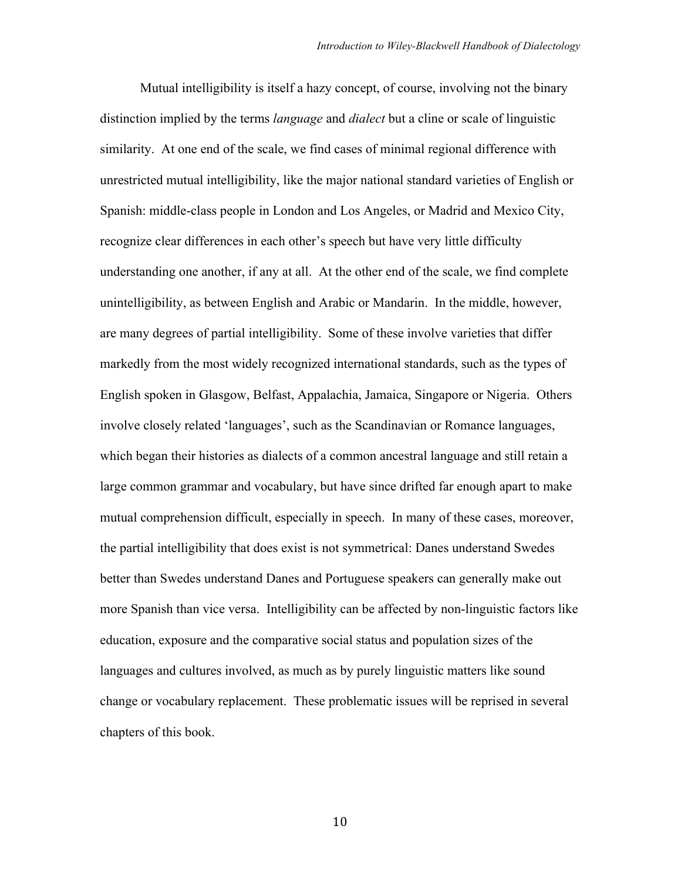Mutual intelligibility is itself a hazy concept, of course, involving not the binary distinction implied by the terms *language* and *dialect* but a cline or scale of linguistic similarity. At one end of the scale, we find cases of minimal regional difference with unrestricted mutual intelligibility, like the major national standard varieties of English or Spanish: middle-class people in London and Los Angeles, or Madrid and Mexico City, recognize clear differences in each other's speech but have very little difficulty understanding one another, if any at all. At the other end of the scale, we find complete unintelligibility, as between English and Arabic or Mandarin. In the middle, however, are many degrees of partial intelligibility. Some of these involve varieties that differ markedly from the most widely recognized international standards, such as the types of English spoken in Glasgow, Belfast, Appalachia, Jamaica, Singapore or Nigeria. Others involve closely related 'languages', such as the Scandinavian or Romance languages, which began their histories as dialects of a common ancestral language and still retain a large common grammar and vocabulary, but have since drifted far enough apart to make mutual comprehension difficult, especially in speech. In many of these cases, moreover, the partial intelligibility that does exist is not symmetrical: Danes understand Swedes better than Swedes understand Danes and Portuguese speakers can generally make out more Spanish than vice versa. Intelligibility can be affected by non-linguistic factors like education, exposure and the comparative social status and population sizes of the languages and cultures involved, as much as by purely linguistic matters like sound change or vocabulary replacement. These problematic issues will be reprised in several chapters of this book.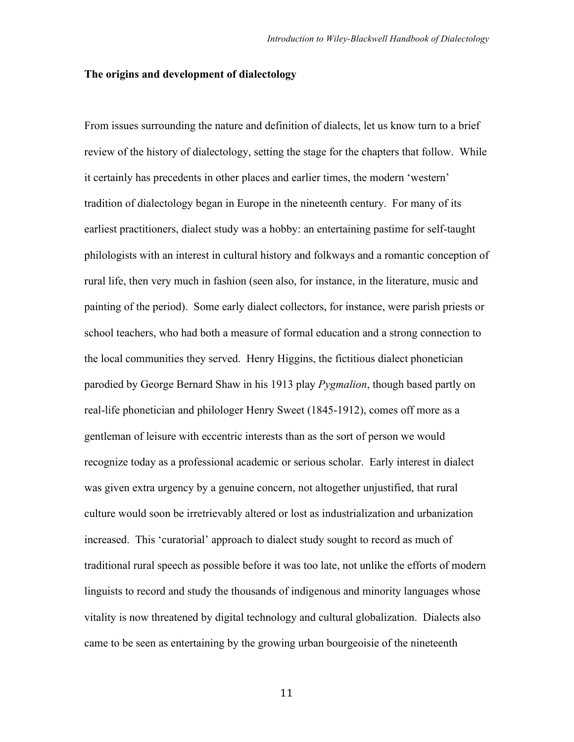## The origins and development of dialectology

From issues surrounding the nature and definition of dialects, let us know turn to a brief review of the history of dialectology, setting the stage for the chapters that follow. While it certainly has precedents in other places and earlier times, the modern 'western' tradition of dialectology began in Europe in the nineteenth century. For many of its earliest practitioners, dialect study was a hobby: an entertaining pastime for self-taught philologists with an interest in cultural history and folkways and a romantic conception of rural life, then very much in fashion (seen also, for instance, in the literature, music and painting of the period). Some early dialect collectors, for instance, were parish priests or school teachers, who had both a measure of formal education and a strong connection to the local communities they served. Henry Higgins, the fictitious dialect phonetician parodied by George Bernard Shaw in his 1913 play *Pygmalion*, though based partly on real-life phonetician and philologer Henry Sweet (1845-1912), comes off more as a gentleman of leisure with eccentric interests than as the sort of person we would recognize today as a professional academic or serious scholar. Early interest in dialect was given extra urgency by a genuine concern, not altogether unjustified, that rural culture would soon be irretrievably altered or lost as industrialization and urbanization increased. This 'curatorial' approach to dialect study sought to record as much of traditional rural speech as possible before it was too late, not unlike the efforts of modern linguists to record and study the thousands of indigenous and minority languages whose vitality is now threatened by digital technology and cultural globalization. Dialects also came to be seen as entertaining by the growing urban bourgeoisie of the nineteenth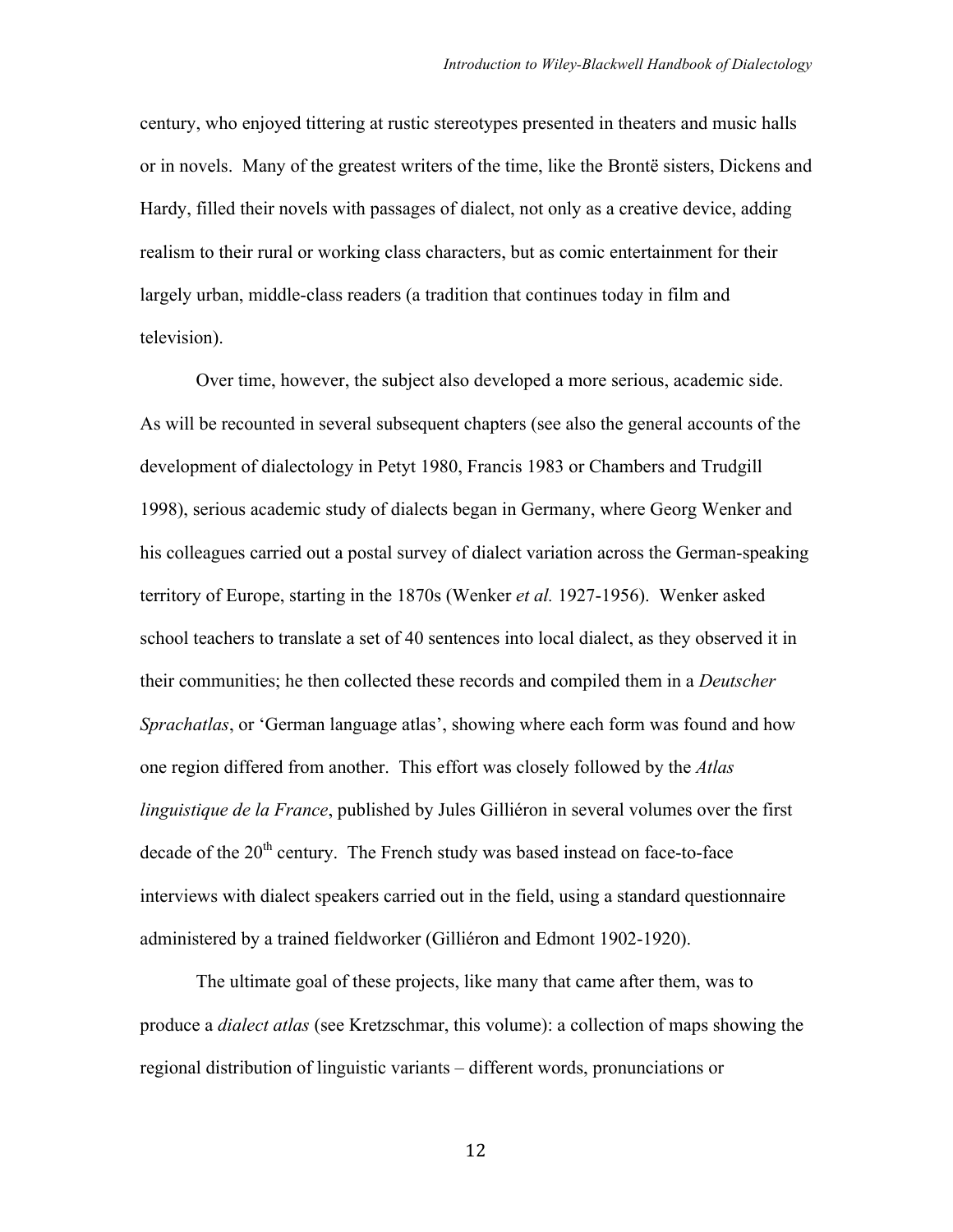century, who enjoyed tittering at rustic stereotypes presented in theaters and music halls or in novels. Many of the greatest writers of the time, like the Brontë sisters, Dickens and Hardy, filled their novels with passages of dialect, not only as a creative device, adding realism to their rural or working class characters, but as comic entertainment for their largely urban, middle-class readers (a tradition that continues today in film and television).

Over time, however, the subject also developed a more serious, academic side. As will be recounted in several subsequent chapters (see also the general accounts of the development of dialectology in Petyt 1980, Francis 1983 or Chambers and Trudgill 1998), serious academic study of dialects began in Germany, where Georg Wenker and his colleagues carried out a postal survey of dialect variation across the German-speaking territory of Europe, starting in the 1870s (Wenker *et al.* 1927-1956). Wenker asked school teachers to translate a set of 40 sentences into local dialect, as they observed it in their communities; he then collected these records and compiled them in a *Deutscher Sprachatlas*, or 'German language atlas', showing where each form was found and how one region differed from another. This effort was closely followed by the *Atlas linguistique de la France*, published by Jules Gilliéron in several volumes over the first decade of the 20th century. The French study was based instead on face-to-face interviews with dialect speakers carried out in the field, using a standard questionnaire administered by a trained fieldworker (Gilliéron and Edmont 1902-1920).

The ultimate goal of these projects, like many that came after them, was to produce a *dialect atlas* (see Kretzschmar, this volume): a collection of maps showing the regional distribution of linguistic variants – different words, pronunciations or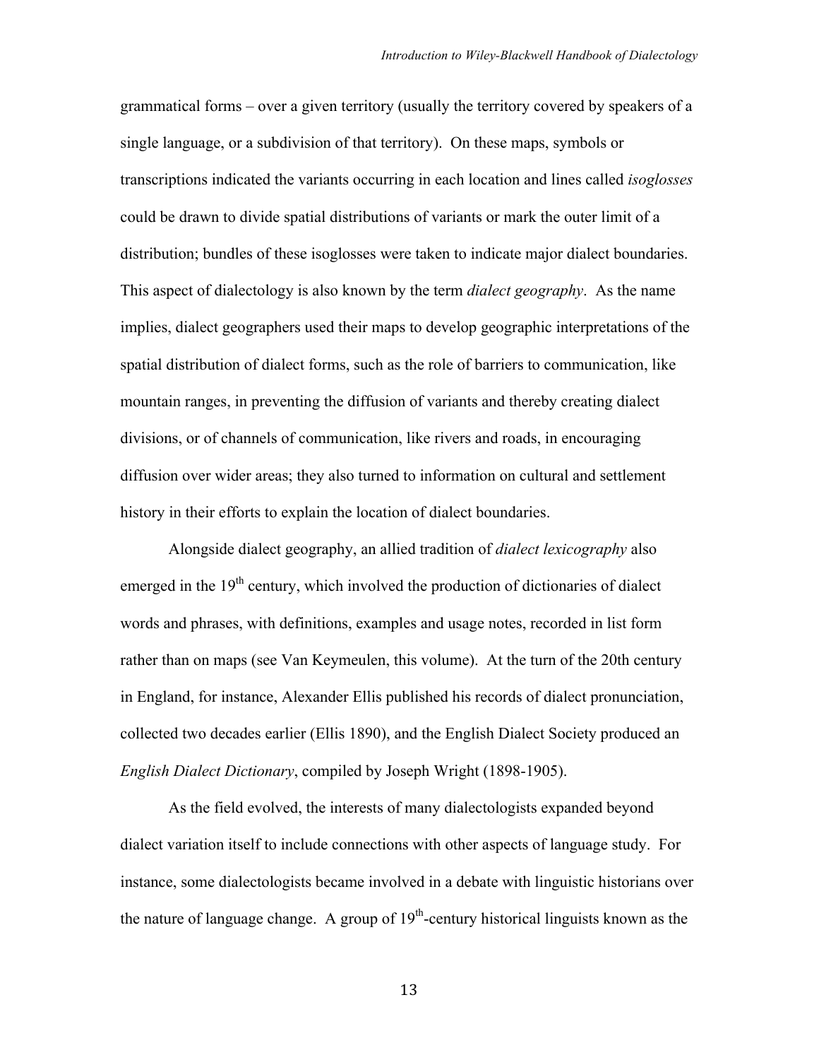grammatical forms – over a given territory (usually the territory covered by speakers of a single language, or a subdivision of that territory). On these maps, symbols or transcriptions indicated the variants occurring in each location and lines called *isoglosses* could be drawn to divide spatial distributions of variants or mark the outer limit of a distribution; bundles of these isoglosses were taken to indicate major dialect boundaries. This aspect of dialectology is also known by the term *dialect geography*. As the name implies, dialect geographers used their maps to develop geographic interpretations of the spatial distribution of dialect forms, such as the role of barriers to communication, like mountain ranges, in preventing the diffusion of variants and thereby creating dialect divisions, or of channels of communication, like rivers and roads, in encouraging diffusion over wider areas; they also turned to information on cultural and settlement history in their efforts to explain the location of dialect boundaries.

Alongside dialect geography, an allied tradition of *dialect lexicography* also emerged in the 19th century, which involved the production of dictionaries of dialect words and phrases, with definitions, examples and usage notes, recorded in list form rather than on maps (see Van Keymeulen, this volume). At the turn of the 20th century in England, for instance, Alexander Ellis published his records of dialect pronunciation, collected two decades earlier (Ellis 1890), and the English Dialect Society produced an *English Dialect Dictionary*, compiled by Joseph Wright (1898-1905).

As the field evolved, the interests of many dialectologists expanded beyond dialect variation itself to include connections with other aspects of language study. For instance, some dialectologists became involved in a debate with linguistic historians over the nature of language change. A group of 19th-century historical linguists known as the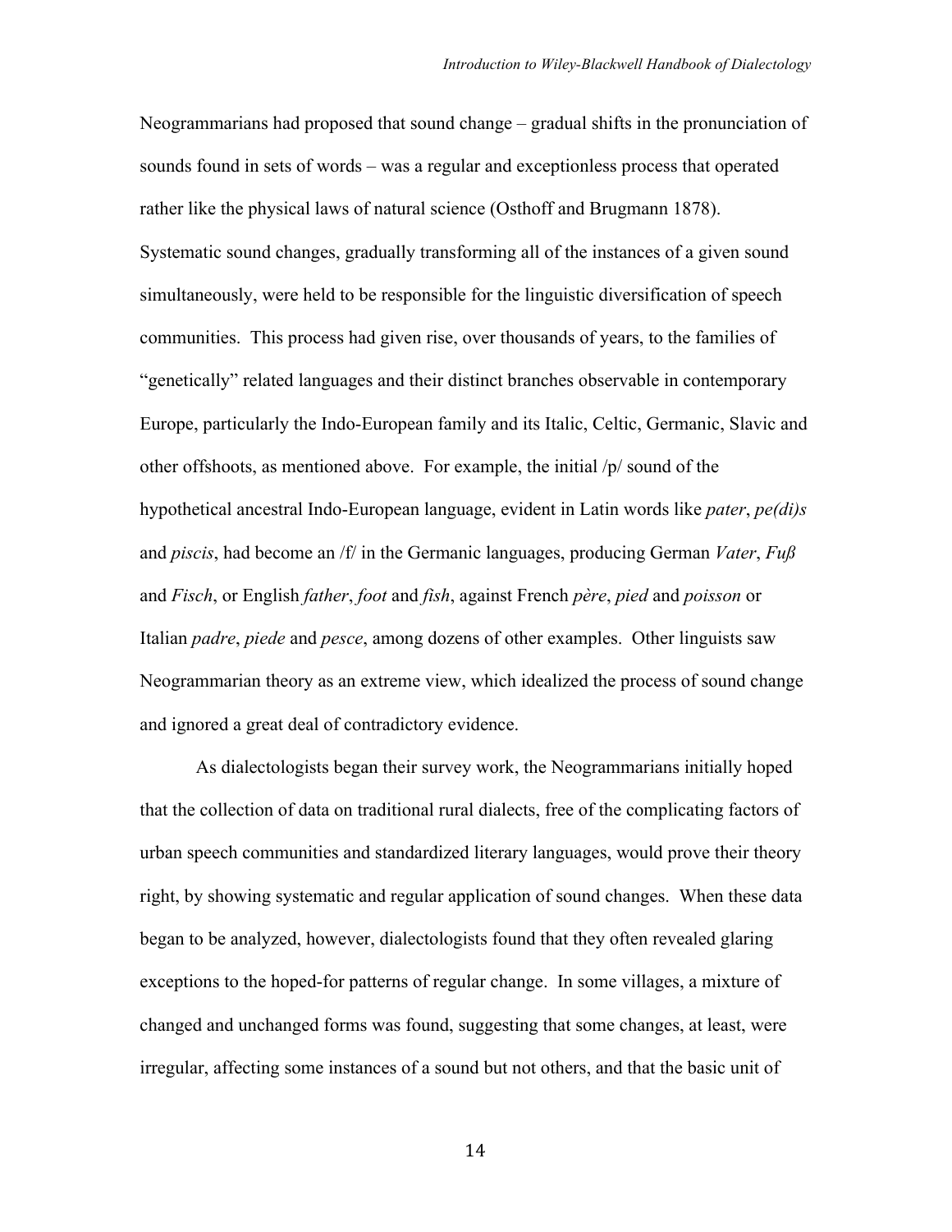Neogrammarians had proposed that sound change – gradual shifts in the pronunciation of sounds found in sets of words – was a regular and exceptionless process that operated rather like the physical laws of natural science (Osthoff and Brugmann 1878). Systematic sound changes, gradually transforming all of the instances of a given sound simultaneously, were held to be responsible for the linguistic diversification of speech communities. This process had given rise, over thousands of years, to the families of "genetically" related languages and their distinct branches observable in contemporary Europe, particularly the Indo-European family and its Italic, Celtic, Germanic, Slavic and other offshoots, as mentioned above. For example, the initial /p/ sound of the hypothetical ancestral Indo-European language, evident in Latin words like *pater*, *pe(di)s* and *piscis*, had become an /f/ in the Germanic languages, producing German *Vater*, *Fuß* and *Fisch*, or English *father*, *foot* and *fish*, against French *père*, *pied* and *poisson* or Italian *padre*, *piede* and *pesce*, among dozens of other examples. Other linguists saw Neogrammarian theory as an extreme view, which idealized the process of sound change and ignored a great deal of contradictory evidence.

As dialectologists began their survey work, the Neogrammarians initially hoped that the collection of data on traditional rural dialects, free of the complicating factors of urban speech communities and standardized literary languages, would prove their theory right, by showing systematic and regular application of sound changes. When these data began to be analyzed, however, dialectologists found that they often revealed glaring exceptions to the hoped-for patterns of regular change. In some villages, a mixture of changed and unchanged forms was found, suggesting that some changes, at least, were irregular, affecting some instances of a sound but not others, and that the basic unit of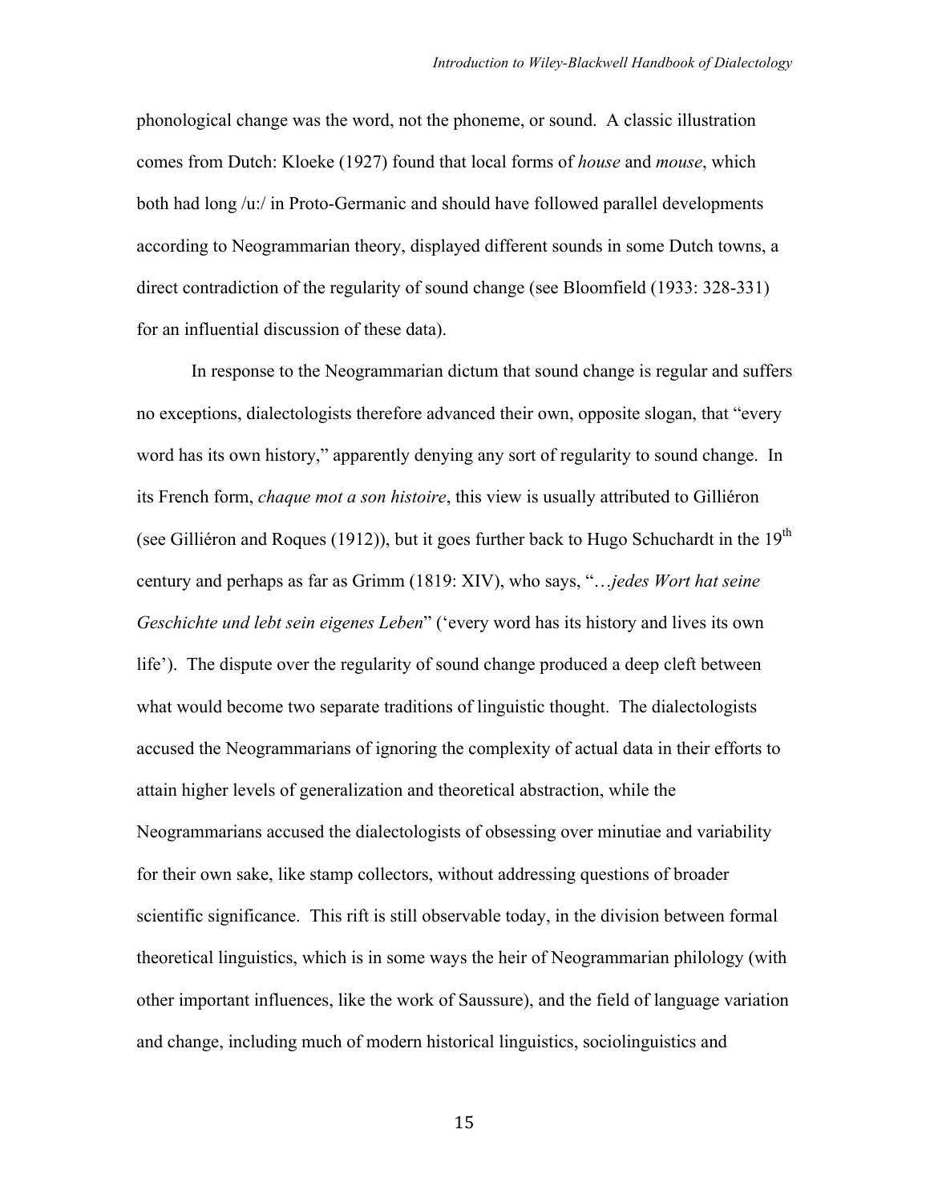phonological change was the word, not the phoneme, or sound. A classic illustration comes from Dutch: Kloeke (1927) found that local forms of *house* and *mouse*, which both had long /u:/ in Proto-Germanic and should have followed parallel developments according to Neogrammarian theory, displayed different sounds in some Dutch towns, a direct contradiction of the regularity of sound change (see Bloomfield (1933: 328-331) for an influential discussion of these data).

In response to the Neogrammarian dictum that sound change is regular and suffers no exceptions, dialectologists therefore advanced their own, opposite slogan, that "every word has its own history," apparently denying any sort of regularity to sound change. In its French form, *chaque mot a son histoire*, this view is usually attributed to Gilliéron (see Gilliéron and Roques (1912)), but it goes further back to Hugo Schuchardt in the 19th century and perhaps as far as Grimm (1819: XIV), who says, "*…jedes Wort hat seine Geschichte und lebt sein eigenes Leben*" ('every word has its history and lives its own life'). The dispute over the regularity of sound change produced a deep cleft between what would become two separate traditions of linguistic thought. The dialectologists accused the Neogrammarians of ignoring the complexity of actual data in their efforts to attain higher levels of generalization and theoretical abstraction, while the Neogrammarians accused the dialectologists of obsessing over minutiae and variability for their own sake, like stamp collectors, without addressing questions of broader scientific significance. This rift is still observable today, in the division between formal theoretical linguistics, which is in some ways the heir of Neogrammarian philology (with other important influences, like the work of Saussure), and the field of language variation and change, including much of modern historical linguistics, sociolinguistics and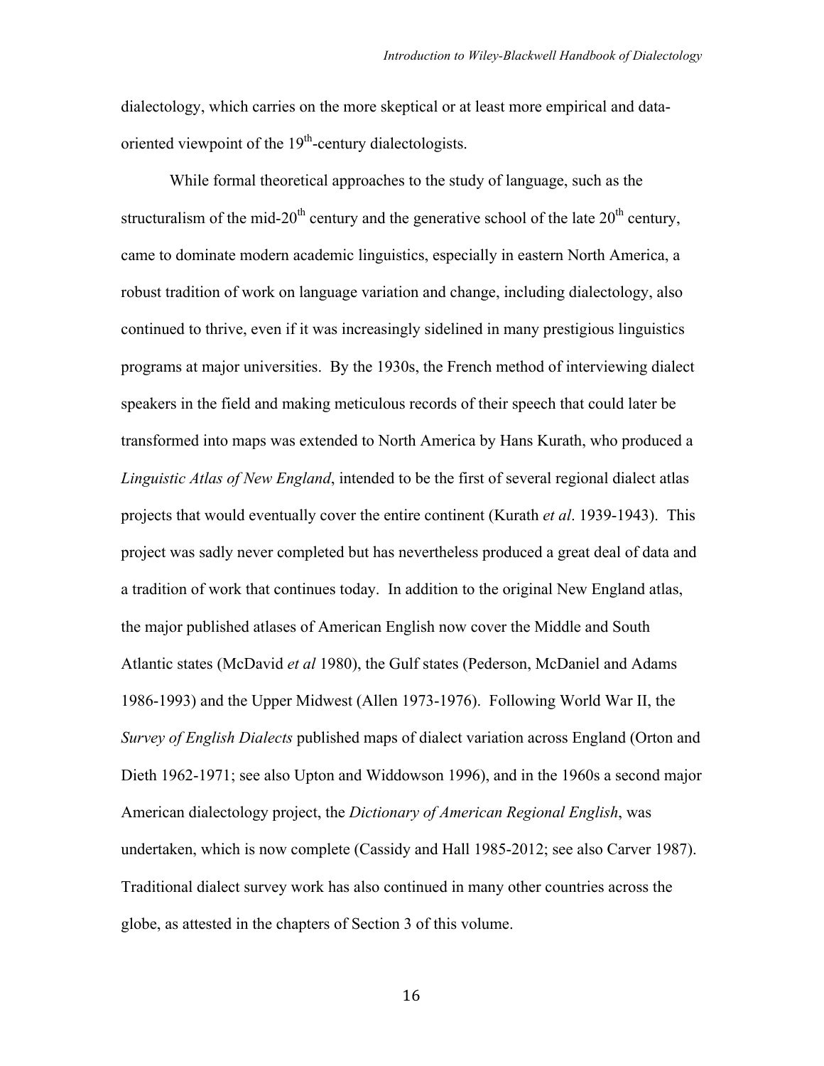dialectology, which carries on the more skeptical or at least more empirical and data-oriented viewpoint of the 19th-century dialectologists.

While formal theoretical approaches to the study of language, such as the structuralism of the mid-20th century and the generative school of the late 20th century, came to dominate modern academic linguistics, especially in eastern North America, a robust tradition of work on language variation and change, including dialectology, also continued to thrive, even if it was increasingly sidelined in many prestigious linguistics programs at major universities. By the 1930s, the French method of interviewing dialect speakers in the field and making meticulous records of their speech that could later be transformed into maps was extended to North America by Hans Kurath, who produced a *Linguistic Atlas of New England*, intended to be the first of several regional dialect atlas projects that would eventually cover the entire continent (Kurath *et al*. 1939-1943). This project was sadly never completed but has nevertheless produced a great deal of data and a tradition of work that continues today. In addition to the original New England atlas, the major published atlases of American English now cover the Middle and South Atlantic states (McDavid *et al* 1980), the Gulf states (Pederson, McDaniel and Adams 1986-1993) and the Upper Midwest (Allen 1973-1976). Following World War II, the *Survey of English Dialects* published maps of dialect variation across England (Orton and Dieth 1962-1971; see also Upton and Widdowson 1996), and in the 1960s a second major American dialectology project, the *Dictionary of American Regional English*, was undertaken, which is now complete (Cassidy and Hall 1985-2012; see also Carver 1987). Traditional dialect survey work has also continued in many other countries across the globe, as attested in the chapters of Section 3 of this volume.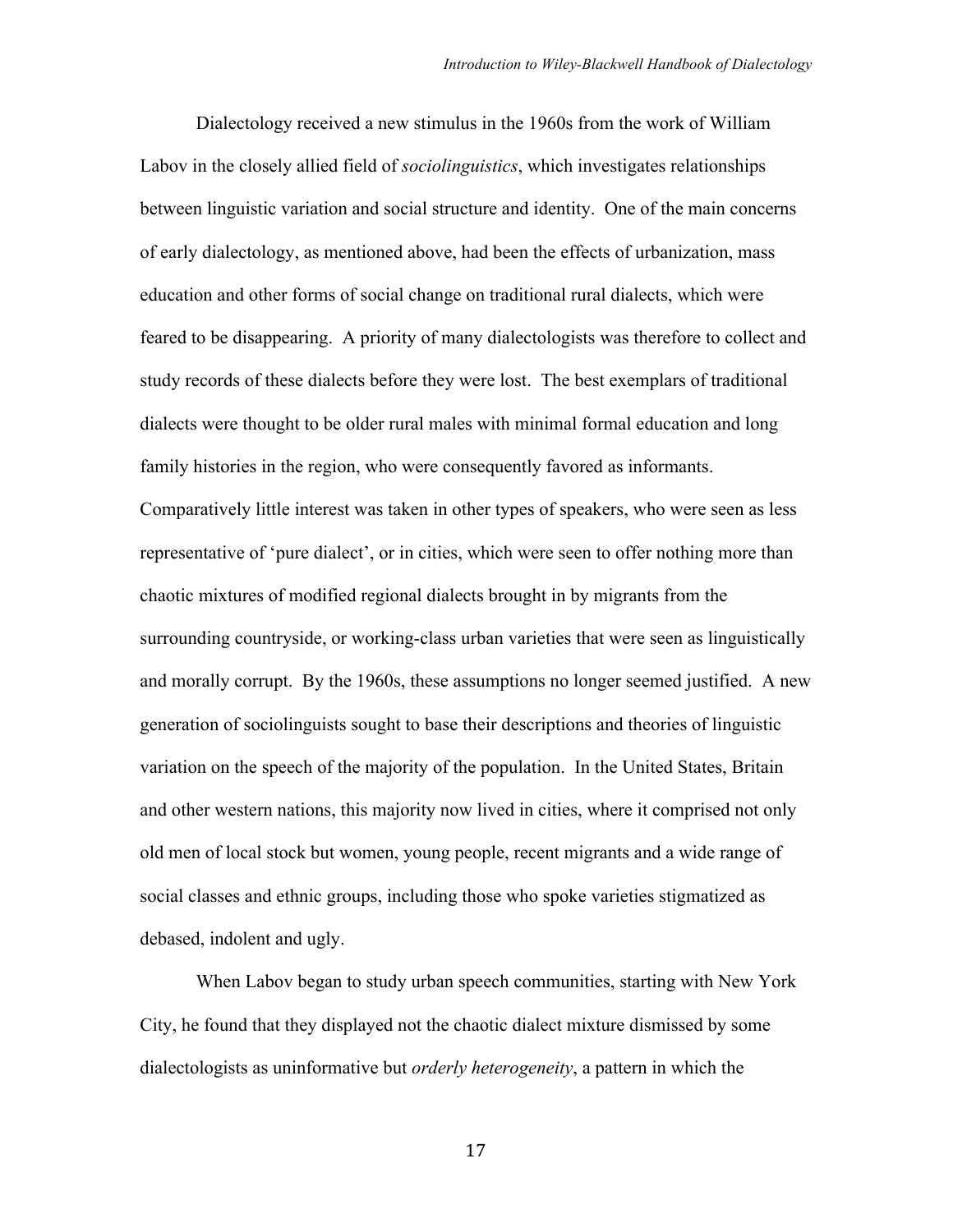Dialectology received a new stimulus in the 1960s from the work of William Labov in the closely allied field of *sociolinguistics*, which investigates relationships between linguistic variation and social structure and identity. One of the main concerns of early dialectology, as mentioned above, had been the effects of urbanization, mass education and other forms of social change on traditional rural dialects, which were feared to be disappearing. A priority of many dialectologists was therefore to collect and study records of these dialects before they were lost. The best exemplars of traditional dialects were thought to be older rural males with minimal formal education and long family histories in the region, who were consequently favored as informants. Comparatively little interest was taken in other types of speakers, who were seen as less representative of 'pure dialect', or in cities, which were seen to offer nothing more than chaotic mixtures of modified regional dialects brought in by migrants from the surrounding countryside, or working-class urban varieties that were seen as linguistically and morally corrupt. By the 1960s, these assumptions no longer seemed justified. A new generation of sociolinguists sought to base their descriptions and theories of linguistic variation on the speech of the majority of the population. In the United States, Britain and other western nations, this majority now lived in cities, where it comprised not only old men of local stock but women, young people, recent migrants and a wide range of social classes and ethnic groups, including those who spoke varieties stigmatized as debased, indolent and ugly.

When Labov began to study urban speech communities, starting with New York City, he found that they displayed not the chaotic dialect mixture dismissed by some dialectologists as uninformative but *orderly heterogeneity*, a pattern in which the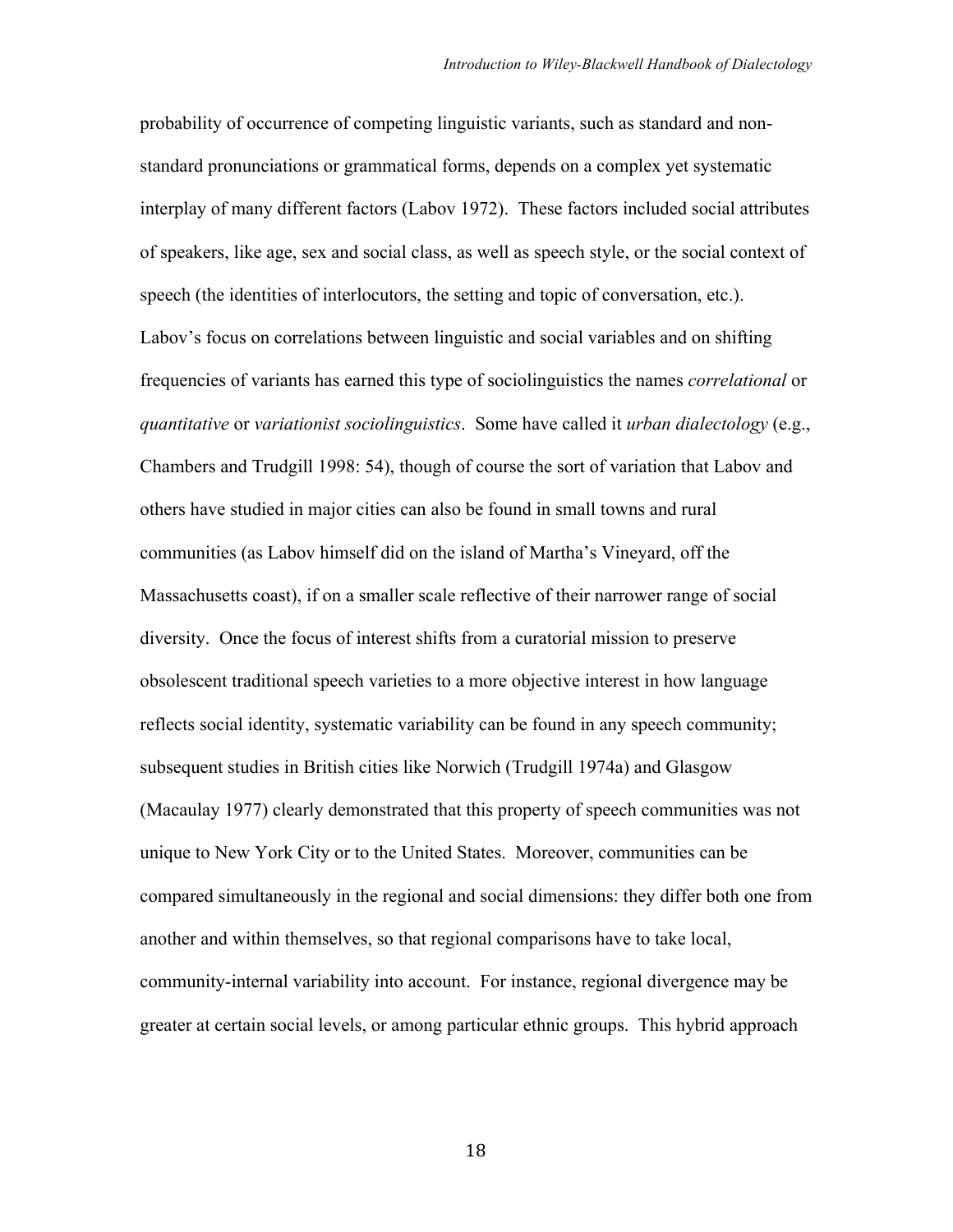probability of occurrence of competing linguistic variants, such as standard and non-standard pronunciations or grammatical forms, depends on a complex yet systematic interplay of many different factors (Labov 1972). These factors included social attributes of speakers, like age, sex and social class, as well as speech style, or the social context of speech (the identities of interlocutors, the setting and topic of conversation, etc.). Labov's focus on correlations between linguistic and social variables and on shifting frequencies of variants has earned this type of sociolinguistics the names *correlational* or *quantitative* or *variationist sociolinguistics*. Some have called it *urban dialectology* (e.g., Chambers and Trudgill 1998: 54), though of course the sort of variation that Labov and others have studied in major cities can also be found in small towns and rural communities (as Labov himself did on the island of Martha's Vineyard, off the Massachusetts coast), if on a smaller scale reflective of their narrower range of social diversity. Once the focus of interest shifts from a curatorial mission to preserve obsolescent traditional speech varieties to a more objective interest in how language reflects social identity, systematic variability can be found in any speech community; subsequent studies in British cities like Norwich (Trudgill 1974a) and Glasgow (Macaulay 1977) clearly demonstrated that this property of speech communities was not unique to New York City or to the United States. Moreover, communities can be compared simultaneously in the regional and social dimensions: they differ both one from another and within themselves, so that regional comparisons have to take local, community-internal variability into account. For instance, regional divergence may be greater at certain social levels, or among particular ethnic groups. This hybrid approach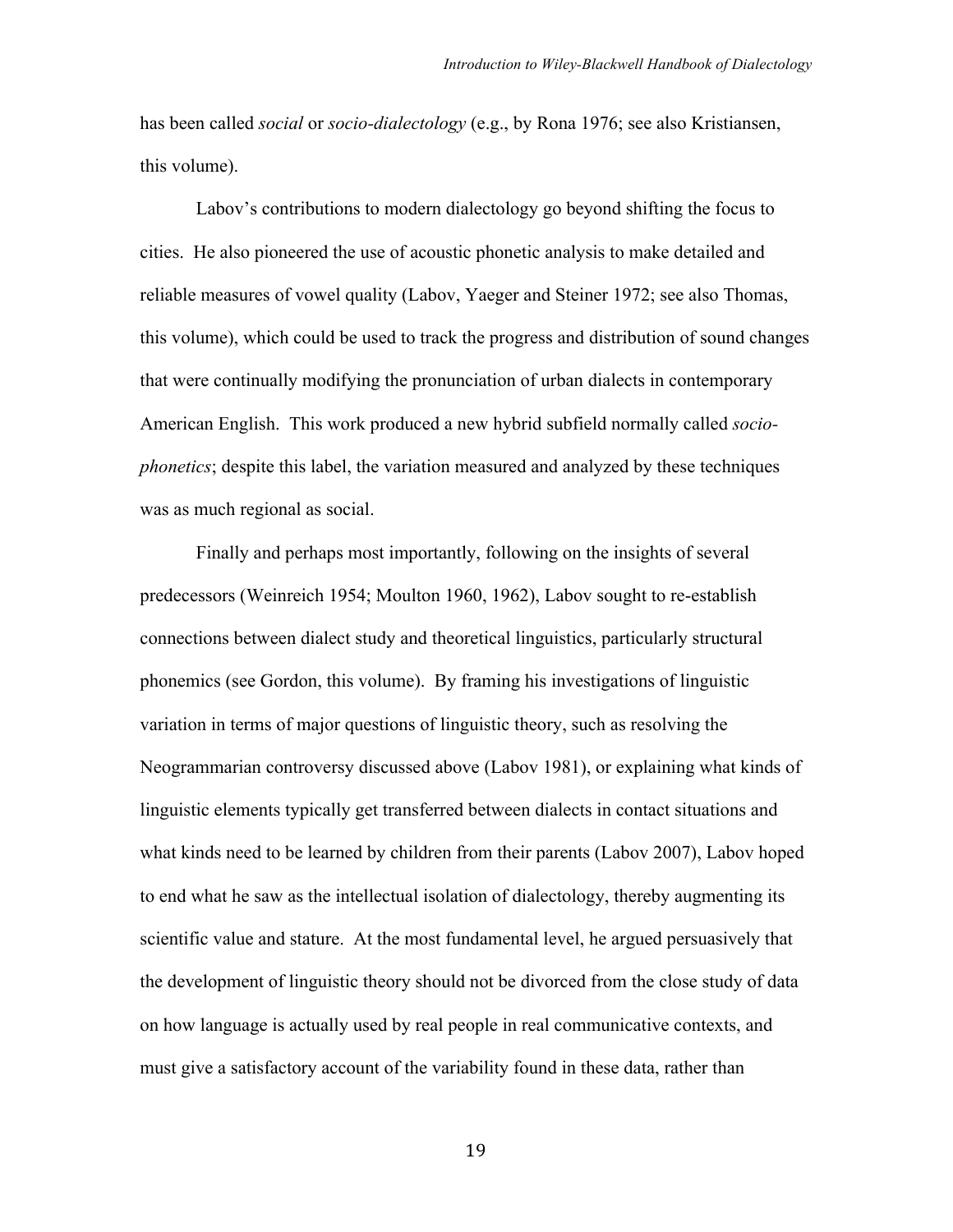has been called *social* or *socio-dialectology* (e.g., by Rona 1976; see also Kristiansen, this volume).

Labov's contributions to modern dialectology go beyond shifting the focus to cities. He also pioneered the use of acoustic phonetic analysis to make detailed and reliable measures of vowel quality (Labov, Yaeger and Steiner 1972; see also Thomas, this volume), which could be used to track the progress and distribution of sound changes that were continually modifying the pronunciation of urban dialects in contemporary American English. This work produced a new hybrid subfield normally called *socio-phonetics*; despite this label, the variation measured and analyzed by these techniques was as much regional as social.

Finally and perhaps most importantly, following on the insights of several predecessors (Weinreich 1954; Moulton 1960, 1962), Labov sought to re-establish connections between dialect study and theoretical linguistics, particularly structural phonemics (see Gordon, this volume). By framing his investigations of linguistic variation in terms of major questions of linguistic theory, such as resolving the Neogrammarian controversy discussed above (Labov 1981), or explaining what kinds of linguistic elements typically get transferred between dialects in contact situations and what kinds need to be learned by children from their parents (Labov 2007), Labov hoped to end what he saw as the intellectual isolation of dialectology, thereby augmenting its scientific value and stature. At the most fundamental level, he argued persuasively that the development of linguistic theory should not be divorced from the close study of data on how language is actually used by real people in real communicative contexts, and must give a satisfactory account of the variability found in these data, rather than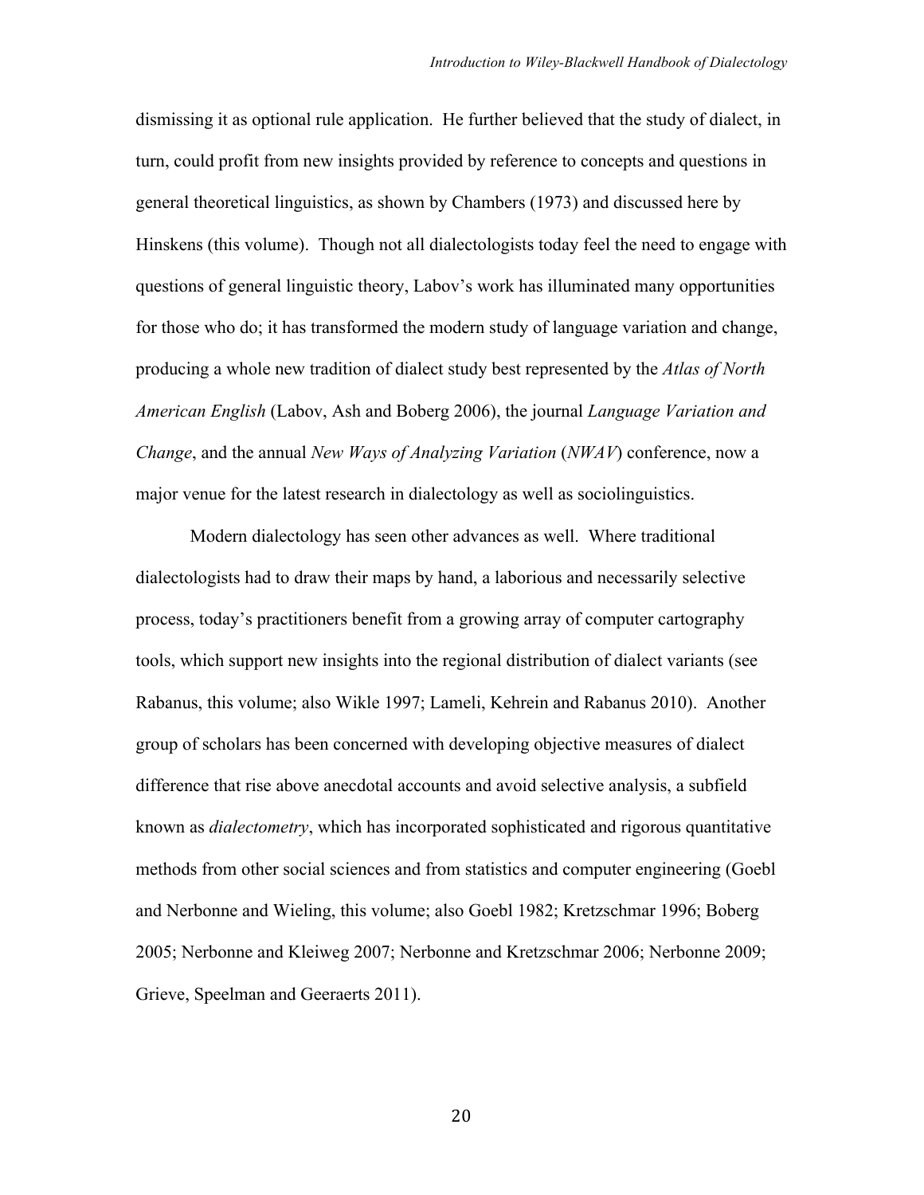dismissing it as optional rule application. He further believed that the study of dialect, in turn, could profit from new insights provided by reference to concepts and questions in general theoretical linguistics, as shown by Chambers (1973) and discussed here by Hinskens (this volume). Though not all dialectologists today feel the need to engage with questions of general linguistic theory, Labov's work has illuminated many opportunities for those who do; it has transformed the modern study of language variation and change, producing a whole new tradition of dialect study best represented by the *Atlas of North American English* (Labov, Ash and Boberg 2006), the journal *Language Variation and Change*, and the annual *New Ways of Analyzing Variation* (*NWAV*) conference, now a major venue for the latest research in dialectology as well as sociolinguistics.

Modern dialectology has seen other advances as well. Where traditional dialectologists had to draw their maps by hand, a laborious and necessarily selective process, today's practitioners benefit from a growing array of computer cartography tools, which support new insights into the regional distribution of dialect variants (see Rabanus, this volume; also Wikle 1997; Lameli, Kehrein and Rabanus 2010). Another group of scholars has been concerned with developing objective measures of dialect difference that rise above anecdotal accounts and avoid selective analysis, a subfield known as *dialectometry*, which has incorporated sophisticated and rigorous quantitative methods from other social sciences and from statistics and computer engineering (Goebl and Nerbonne and Wieling, this volume; also Goebl 1982; Kretzschmar 1996; Boberg 2005; Nerbonne and Kleiweg 2007; Nerbonne and Kretzschmar 2006; Nerbonne 2009; Grieve, Speelman and Geeraerts 2011).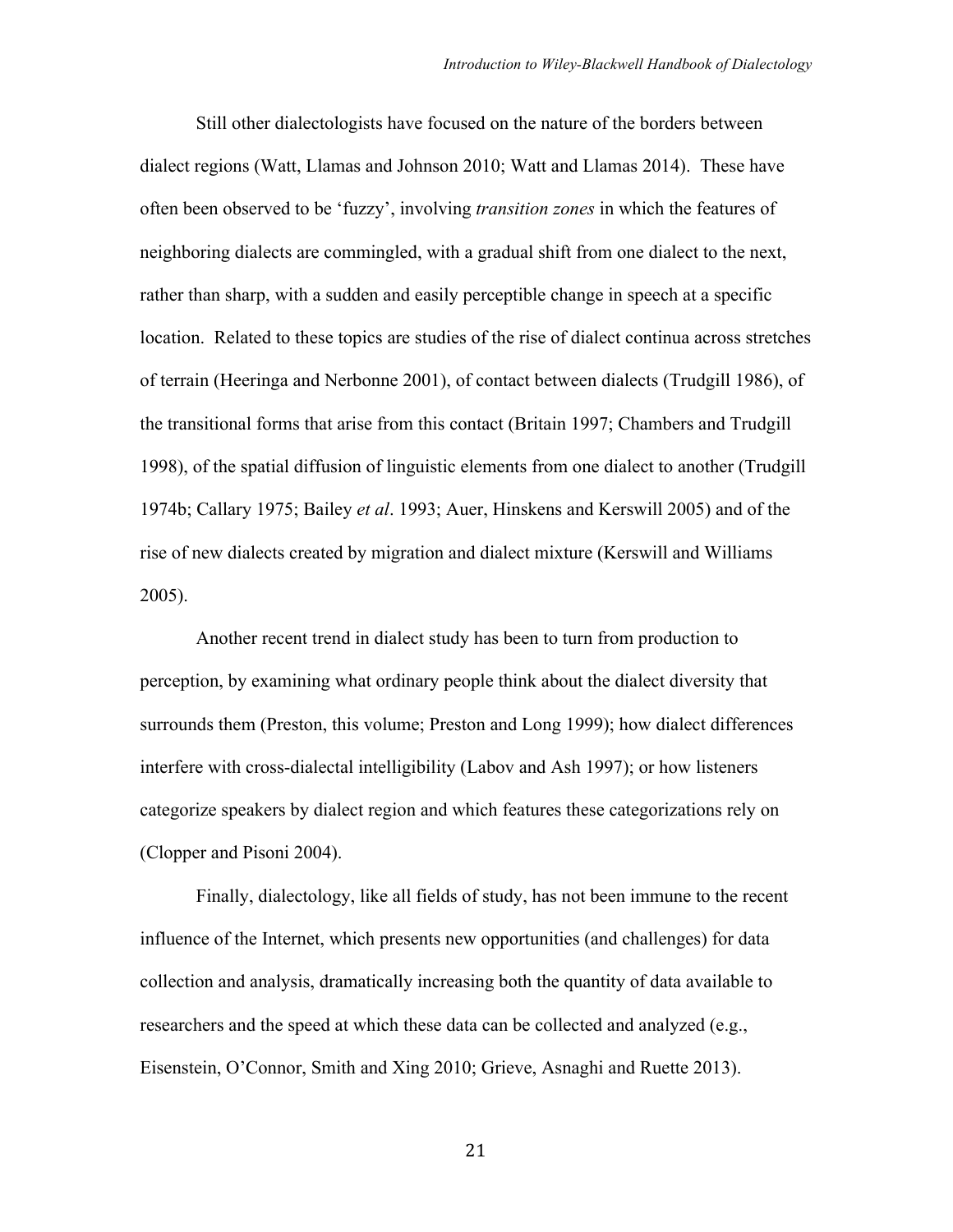Still other dialectologists have focused on the nature of the borders between dialect regions (Watt, Llamas and Johnson 2010; Watt and Llamas 2014). These have often been observed to be 'fuzzy', involving *transition zones* in which the features of neighboring dialects are commingled, with a gradual shift from one dialect to the next, rather than sharp, with a sudden and easily perceptible change in speech at a specific location. Related to these topics are studies of the rise of dialect continua across stretches of terrain (Heeringa and Nerbonne 2001), of contact between dialects (Trudgill 1986), of the transitional forms that arise from this contact (Britain 1997; Chambers and Trudgill 1998), of the spatial diffusion of linguistic elements from one dialect to another (Trudgill 1974b; Callary 1975; Bailey *et al*. 1993; Auer, Hinskens and Kerswill 2005) and of the rise of new dialects created by migration and dialect mixture (Kerswill and Williams 2005).

Another recent trend in dialect study has been to turn from production to perception, by examining what ordinary people think about the dialect diversity that surrounds them (Preston, this volume; Preston and Long 1999); how dialect differences interfere with cross-dialectal intelligibility (Labov and Ash 1997); or how listeners categorize speakers by dialect region and which features these categorizations rely on (Clopper and Pisoni 2004).

Finally, dialectology, like all fields of study, has not been immune to the recent influence of the Internet, which presents new opportunities (and challenges) for data collection and analysis, dramatically increasing both the quantity of data available to researchers and the speed at which these data can be collected and analyzed (e.g., Eisenstein, O'Connor, Smith and Xing 2010; Grieve, Asnaghi and Ruette 2013).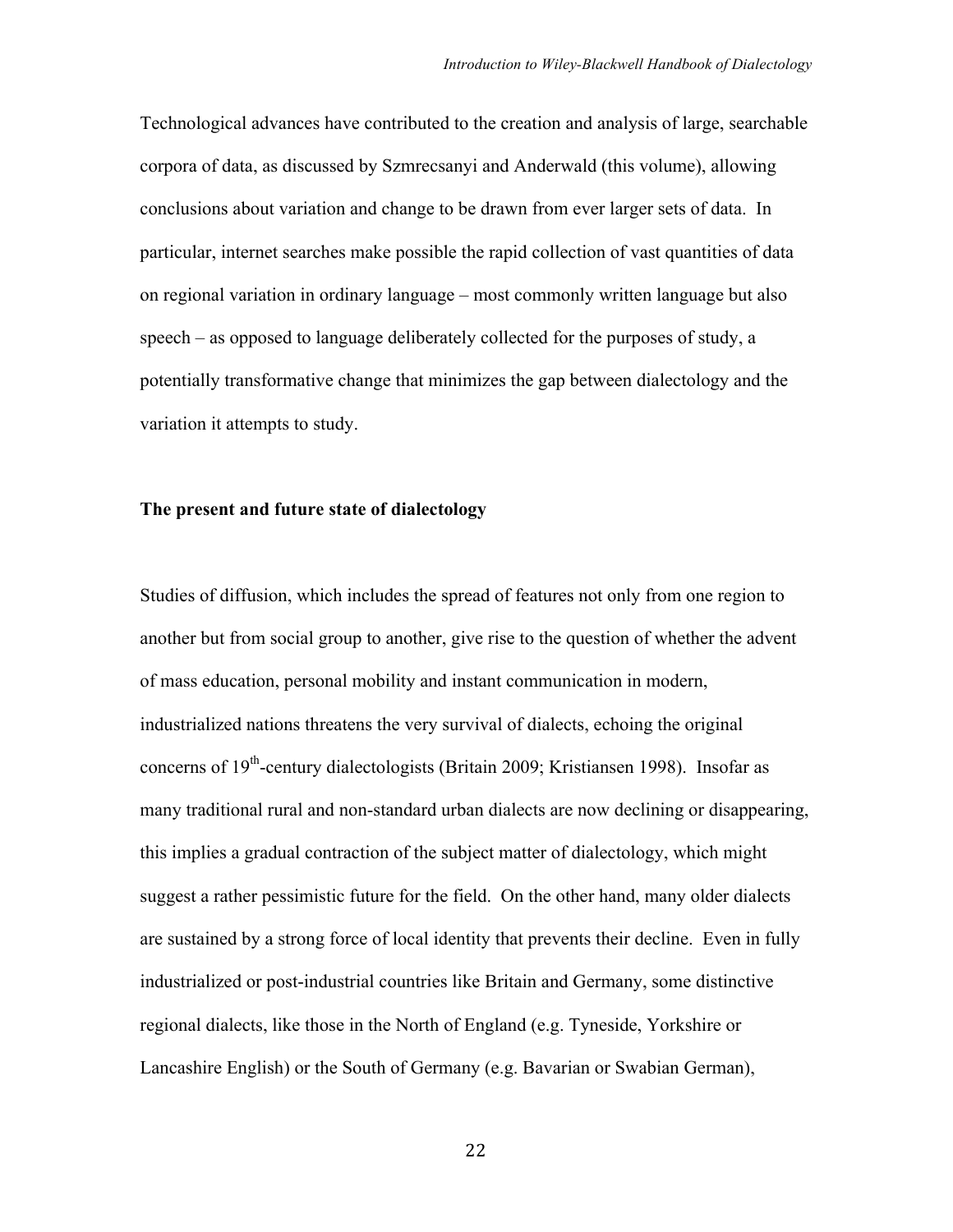Technological advances have contributed to the creation and analysis of large, searchable corpora of data, as discussed by Szmrecsanyi and Anderwald (this volume), allowing conclusions about variation and change to be drawn from ever larger sets of data. In particular, internet searches make possible the rapid collection of vast quantities of data on regional variation in ordinary language – most commonly written language but also speech – as opposed to language deliberately collected for the purposes of study, a potentially transformative change that minimizes the gap between dialectology and the variation it attempts to study.

**The present and future state of dialectology**

Studies of diffusion, which includes the spread of features not only from one region to another but from social group to another, give rise to the question of whether the advent of mass education, personal mobility and instant communication in modern, industrialized nations threatens the very survival of dialects, echoing the original concerns of 19th-century dialectologists (Britain 2009; Kristiansen 1998). Insofar as many traditional rural and non-standard urban dialects are now declining or disappearing, this implies a gradual contraction of the subject matter of dialectology, which might suggest a rather pessimistic future for the field. On the other hand, many older dialects are sustained by a strong force of local identity that prevents their decline. Even in fully industrialized or post-industrial countries like Britain and Germany, some distinctive regional dialects, like those in the North of England (e.g. Tyneside, Yorkshire or Lancashire English) or the South of Germany (e.g. Bavarian or Swabian German),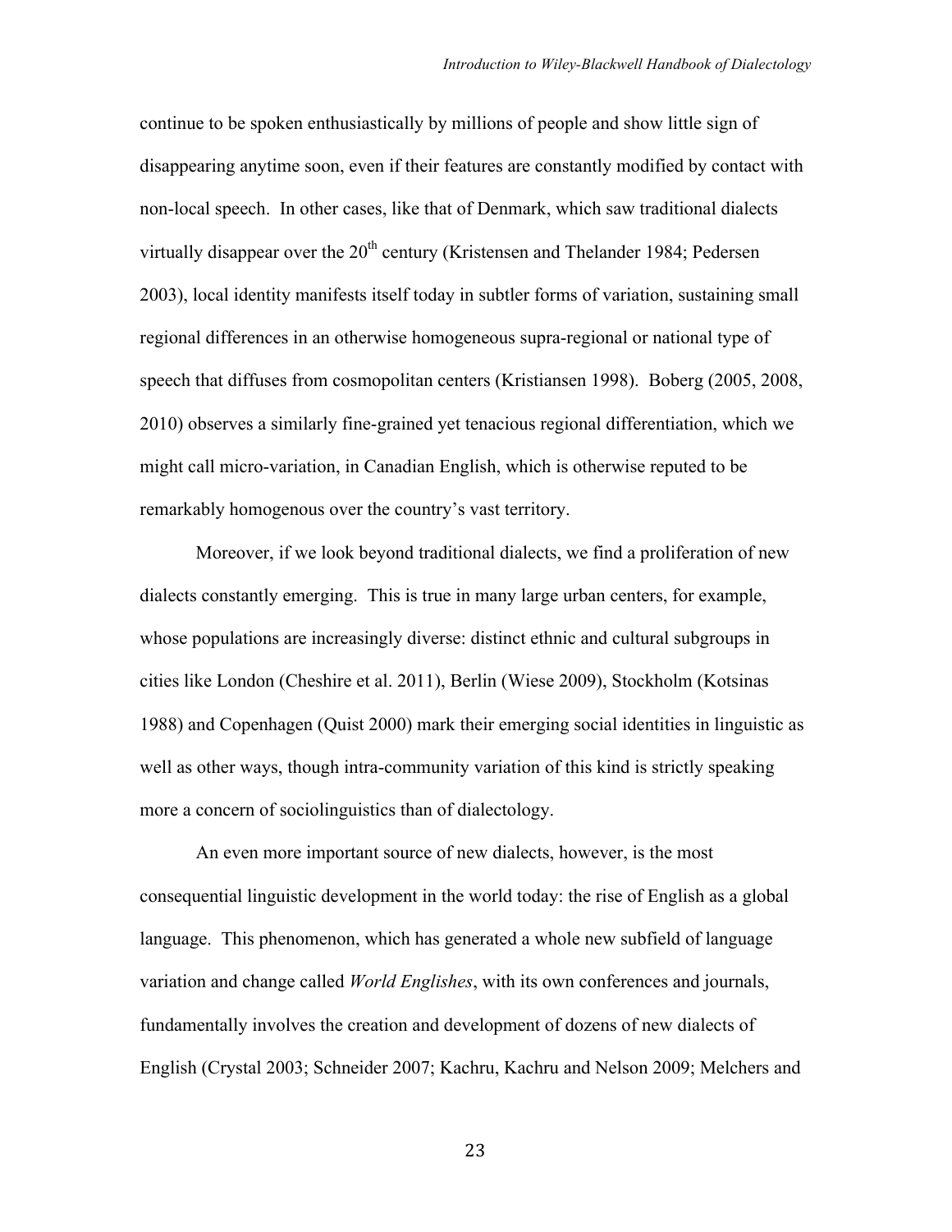continue to be spoken enthusiastically by millions of people and show little sign of disappearing anytime soon, even if their features are constantly modified by contact with non-local speech. In other cases, like that of Denmark, which saw traditional dialects virtually disappear over the 20th century (Kristensen and Thelander 1984; Pedersen 2003), local identity manifests itself today in subtler forms of variation, sustaining small regional differences in an otherwise homogeneous supra-regional or national type of speech that diffuses from cosmopolitan centers (Kristiansen 1998). Boberg (2005, 2008, 2010) observes a similarly fine-grained yet tenacious regional differentiation, which we might call micro-variation, in Canadian English, which is otherwise reputed to be remarkably homogenous over the country's vast territory.

Moreover, if we look beyond traditional dialects, we find a proliferation of new dialects constantly emerging. This is true in many large urban centers, for example, whose populations are increasingly diverse: distinct ethnic and cultural subgroups in cities like London (Cheshire et al. 2011), Berlin (Wiese 2009), Stockholm (Kotsinas 1988) and Copenhagen (Quist 2000) mark their emerging social identities in linguistic as well as other ways, though intra-community variation of this kind is strictly speaking more a concern of sociolinguistics than of dialectology.

An even more important source of new dialects, however, is the most consequential linguistic development in the world today: the rise of English as a global language. This phenomenon, which has generated a whole new subfield of language variation and change called *World Englishes*, with its own conferences and journals, fundamentally involves the creation and development of dozens of new dialects of English (Crystal 2003; Schneider 2007; Kachru, Kachru and Nelson 2009; Melchers and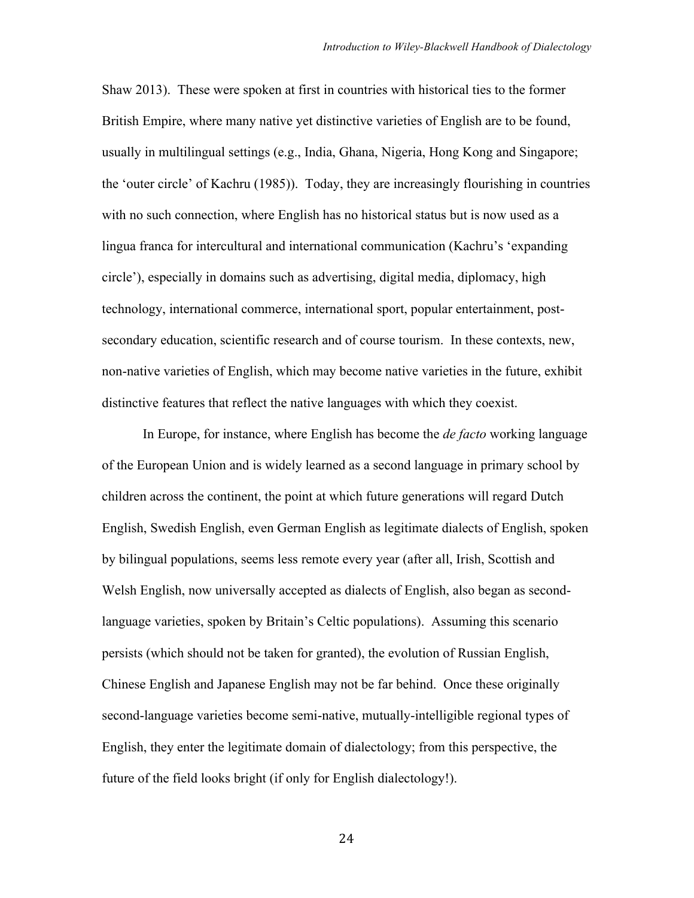Shaw 2013). These were spoken at first in countries with historical ties to the former British Empire, where many native yet distinctive varieties of English are to be found, usually in multilingual settings (e.g., India, Ghana, Nigeria, Hong Kong and Singapore; the 'outer circle' of Kachru (1985)). Today, they are increasingly flourishing in countries with no such connection, where English has no historical status but is now used as a lingua franca for intercultural and international communication (Kachru's 'expanding circle'), especially in domains such as advertising, digital media, diplomacy, high technology, international commerce, international sport, popular entertainment, post-secondary education, scientific research and of course tourism. In these contexts, new, non-native varieties of English, which may become native varieties in the future, exhibit distinctive features that reflect the native languages with which they coexist.

In Europe, for instance, where English has become the *de facto* working language of the European Union and is widely learned as a second language in primary school by children across the continent, the point at which future generations will regard Dutch English, Swedish English, even German English as legitimate dialects of English, spoken by bilingual populations, seems less remote every year (after all, Irish, Scottish and Welsh English, now universally accepted as dialects of English, also began as second-language varieties, spoken by Britain's Celtic populations). Assuming this scenario persists (which should not be taken for granted), the evolution of Russian English, Chinese English and Japanese English may not be far behind. Once these originally second-language varieties become semi-native, mutually-intelligible regional types of English, they enter the legitimate domain of dialectology; from this perspective, the future of the field looks bright (if only for English dialectology!).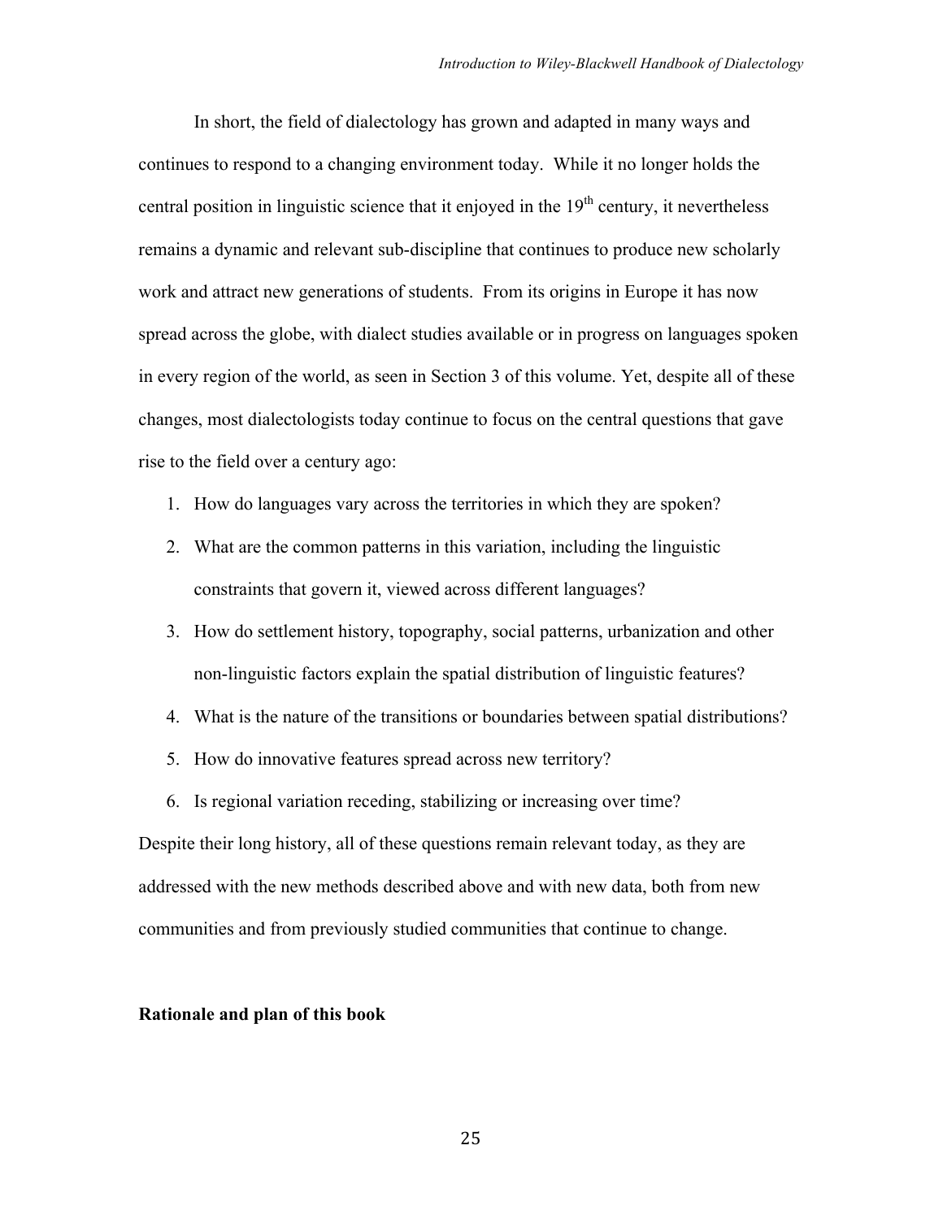In short, the field of dialectology has grown and adapted in many ways and continues to respond to a changing environment today. While it no longer holds the central position in linguistic science that it enjoyed in the 19th century, it nevertheless remains a dynamic and relevant sub-discipline that continues to produce new scholarly work and attract new generations of students. From its origins in Europe it has now spread across the globe, with dialect studies available or in progress on languages spoken in every region of the world, as seen in Section 3 of this volume. Yet, despite all of these changes, most dialectologists today continue to focus on the central questions that gave rise to the field over a century ago:

1. How do languages vary across the territories in which they are spoken?
2. What are the common patterns in this variation, including the linguistic constraints that govern it, viewed across different languages?
3. How do settlement history, topography, social patterns, urbanization and other non-linguistic factors explain the spatial distribution of linguistic features?
4. What is the nature of the transitions or boundaries between spatial distributions?
5. How do innovative features spread across new territory?
6. Is regional variation receding, stabilizing or increasing over time?

Despite their long history, all of these questions remain relevant today, as they are addressed with the new methods described above and with new data, both from new communities and from previously studied communities that continue to change.

**Rationale and plan of this book**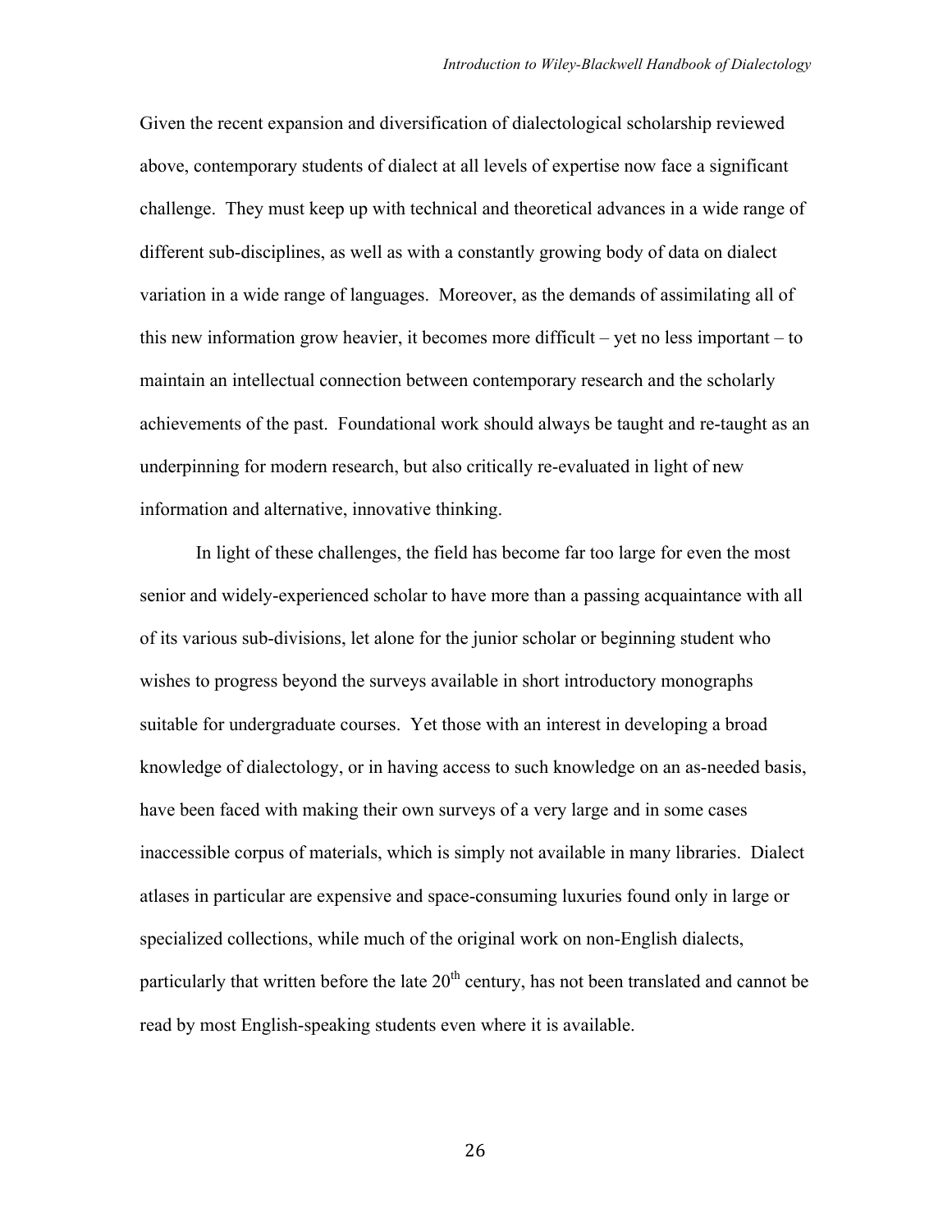Given the recent expansion and diversification of dialectological scholarship reviewed above, contemporary students of dialect at all levels of expertise now face a significant challenge. They must keep up with technical and theoretical advances in a wide range of different sub-disciplines, as well as with a constantly growing body of data on dialect variation in a wide range of languages. Moreover, as the demands of assimilating all of this new information grow heavier, it becomes more difficult – yet no less important – to maintain an intellectual connection between contemporary research and the scholarly achievements of the past. Foundational work should always be taught and re-taught as an underpinning for modern research, but also critically re-evaluated in light of new information and alternative, innovative thinking.

In light of these challenges, the field has become far too large for even the most senior and widely-experienced scholar to have more than a passing acquaintance with all of its various sub-divisions, let alone for the junior scholar or beginning student who wishes to progress beyond the surveys available in short introductory monographs suitable for undergraduate courses. Yet those with an interest in developing a broad knowledge of dialectology, or in having access to such knowledge on an as-needed basis, have been faced with making their own surveys of a very large and in some cases inaccessible corpus of materials, which is simply not available in many libraries. Dialect atlases in particular are expensive and space-consuming luxuries found only in large or specialized collections, while much of the original work on non-English dialects, particularly that written before the late 20th century, has not been translated and cannot be read by most English-speaking students even where it is available.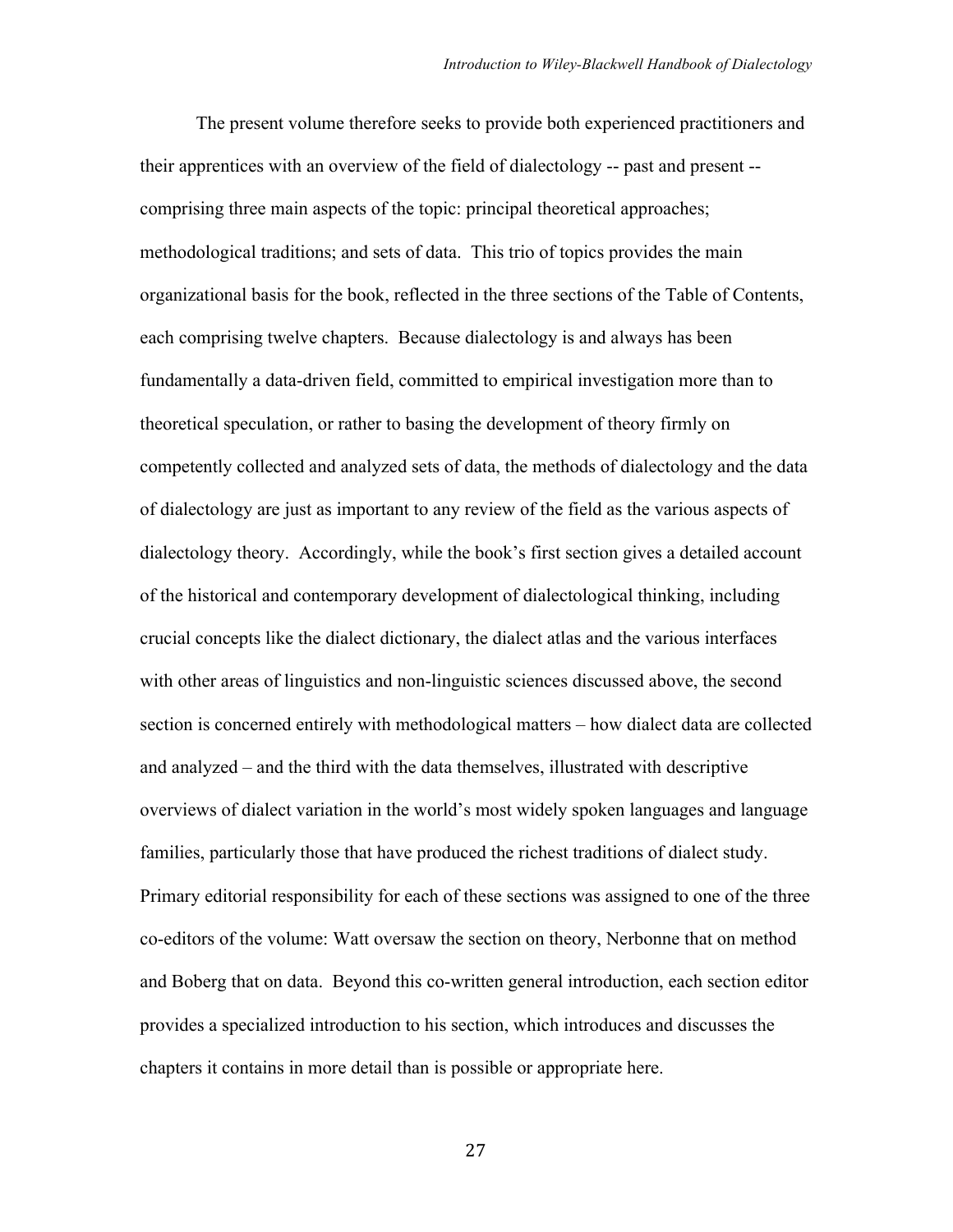The present volume therefore seeks to provide both experienced practitioners and their apprentices with an overview of the field of dialectology -- past and present -- comprising three main aspects of the topic: principal theoretical approaches; methodological traditions; and sets of data. This trio of topics provides the main organizational basis for the book, reflected in the three sections of the Table of Contents, each comprising twelve chapters. Because dialectology is and always has been fundamentally a data-driven field, committed to empirical investigation more than to theoretical speculation, or rather to basing the development of theory firmly on competently collected and analyzed sets of data, the methods of dialectology and the data of dialectology are just as important to any review of the field as the various aspects of dialectology theory. Accordingly, while the book's first section gives a detailed account of the historical and contemporary development of dialectological thinking, including crucial concepts like the dialect dictionary, the dialect atlas and the various interfaces with other areas of linguistics and non-linguistic sciences discussed above, the second section is concerned entirely with methodological matters – how dialect data are collected and analyzed – and the third with the data themselves, illustrated with descriptive overviews of dialect variation in the world's most widely spoken languages and language families, particularly those that have produced the richest traditions of dialect study. Primary editorial responsibility for each of these sections was assigned to one of the three co-editors of the volume: Watt oversaw the section on theory, Nerbonne that on method and Boberg that on data. Beyond this co-written general introduction, each section editor provides a specialized introduction to his section, which introduces and discusses the chapters it contains in more detail than is possible or appropriate here.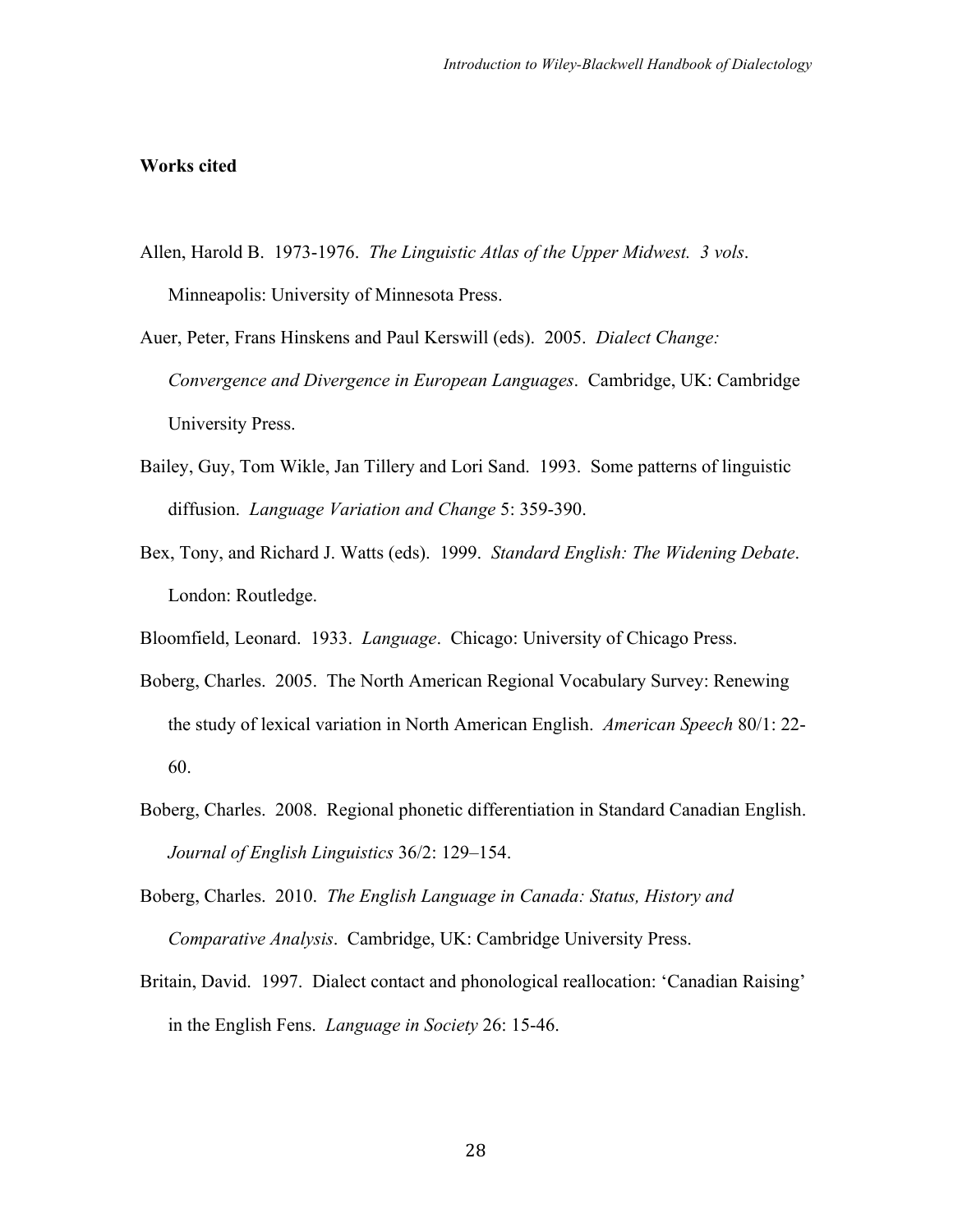**Works cited**

Allen, Harold B. 1973-1976. *The Linguistic Atlas of the Upper Midwest. 3 vols*. Minneapolis: University of Minnesota Press.

Auer, Peter, Frans Hinskens and Paul Kerswill (eds). 2005. *Dialect Change: Convergence and Divergence in European Languages*. Cambridge, UK: Cambridge University Press.

Bailey, Guy, Tom Wikle, Jan Tillery and Lori Sand. 1993. Some patterns of linguistic diffusion. *Language Variation and Change* 5: 359-390.

Bex, Tony, and Richard J. Watts (eds). 1999. *Standard English: The Widening Debate*. London: Routledge.

Bloomfield, Leonard. 1933. *Language*. Chicago: University of Chicago Press.

Boberg, Charles. 2005. The North American Regional Vocabulary Survey: Renewing the study of lexical variation in North American English. *American Speech* 80/1: 22-60.

Boberg, Charles. 2008. Regional phonetic differentiation in Standard Canadian English. *Journal of English Linguistics* 36/2: 129–154.

Boberg, Charles. 2010. *The English Language in Canada: Status, History and Comparative Analysis*. Cambridge, UK: Cambridge University Press.

Britain, David. 1997. Dialect contact and phonological reallocation: 'Canadian Raising' in the English Fens. *Language in Society* 26: 15-46.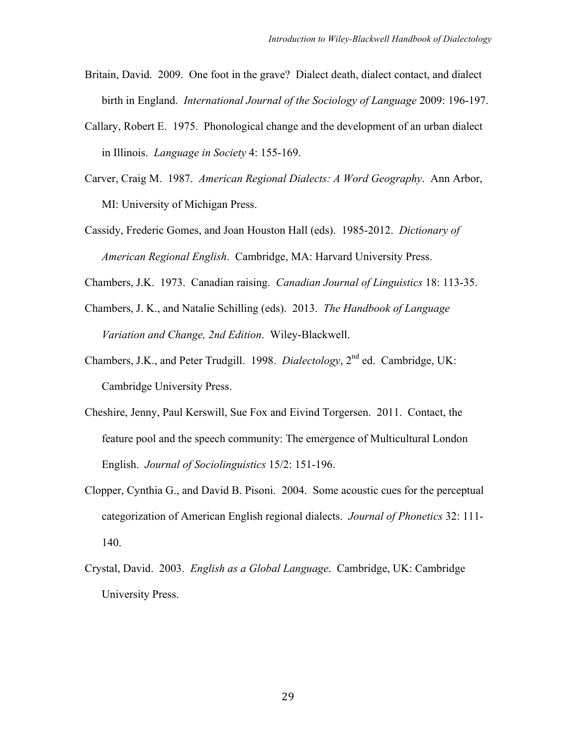Britain, David. 2009. One foot in the grave? Dialect death, dialect contact, and dialect birth in England. *International Journal of the Sociology of Language* 2009: 196-197.

Callary, Robert E. 1975. Phonological change and the development of an urban dialect in Illinois. *Language in Society* 4: 155-169.

Carver, Craig M. 1987. *American Regional Dialects: A Word Geography*. Ann Arbor, MI: University of Michigan Press.

Cassidy, Frederic Gomes, and Joan Houston Hall (eds). 1985-2012. *Dictionary of American Regional English*. Cambridge, MA: Harvard University Press.

Chambers, J.K. 1973. Canadian raising. *Canadian Journal of Linguistics* 18: 113-35.

Chambers, J. K., and Natalie Schilling (eds). 2013. *The Handbook of Language Variation and Change, 2nd Edition*. Wiley-Blackwell.

Chambers, J.K., and Peter Trudgill. 1998. *Dialectology*, 2nd ed. Cambridge, UK: Cambridge University Press.

Cheshire, Jenny, Paul Kerswill, Sue Fox and Eivind Torgersen. 2011. Contact, the feature pool and the speech community: The emergence of Multicultural London English. *Journal of Sociolinguistics* 15/2: 151-196.

Clopper, Cynthia G., and David B. Pisoni. 2004. Some acoustic cues for the perceptual categorization of American English regional dialects. *Journal of Phonetics* 32: 111-140.

Crystal, David. 2003. *English as a Global Language*. Cambridge, UK: Cambridge University Press.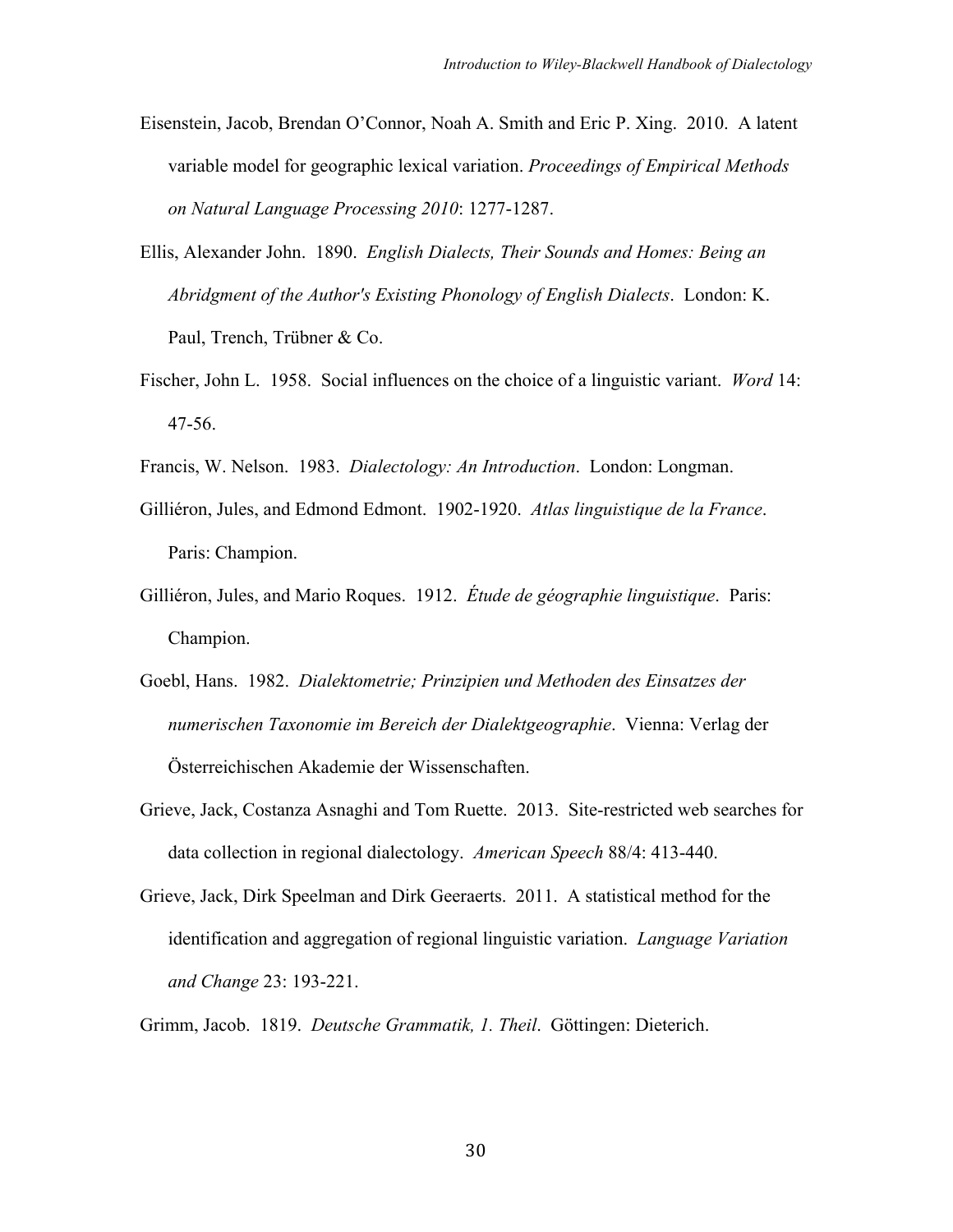Eisenstein, Jacob, Brendan O'Connor, Noah A. Smith and Eric P. Xing. 2010. A latent variable model for geographic lexical variation. *Proceedings of Empirical Methods on Natural Language Processing 2010*: 1277-1287.

Ellis, Alexander John. 1890. *English Dialects, Their Sounds and Homes: Being an Abridgment of the Author's Existing Phonology of English Dialects*. London: K. Paul, Trench, Trübner & Co.

Fischer, John L. 1958. Social influences on the choice of a linguistic variant. *Word* 14: 47-56.

Francis, W. Nelson. 1983. *Dialectology: An Introduction*. London: Longman.

Gilliéron, Jules, and Edmond Edmont. 1902-1920. *Atlas linguistique de la France*. Paris: Champion.

Gilliéron, Jules, and Mario Roques. 1912. *Étude de géographie linguistique*. Paris: Champion.

Goebl, Hans. 1982. *Dialektometrie; Prinzipien und Methoden des Einsatzes der numerischen Taxonomie im Bereich der Dialektgeographie*. Vienna: Verlag der Österreichischen Akademie der Wissenschaften.

Grieve, Jack, Costanza Asnaghi and Tom Ruette. 2013. Site-restricted web searches for data collection in regional dialectology. *American Speech* 88/4: 413-440.

Grieve, Jack, Dirk Speelman and Dirk Geeraerts. 2011. A statistical method for the identification and aggregation of regional linguistic variation. *Language Variation and Change* 23: 193-221.

Grimm, Jacob. 1819. *Deutsche Grammatik, 1. Theil*. Göttingen: Dieterich.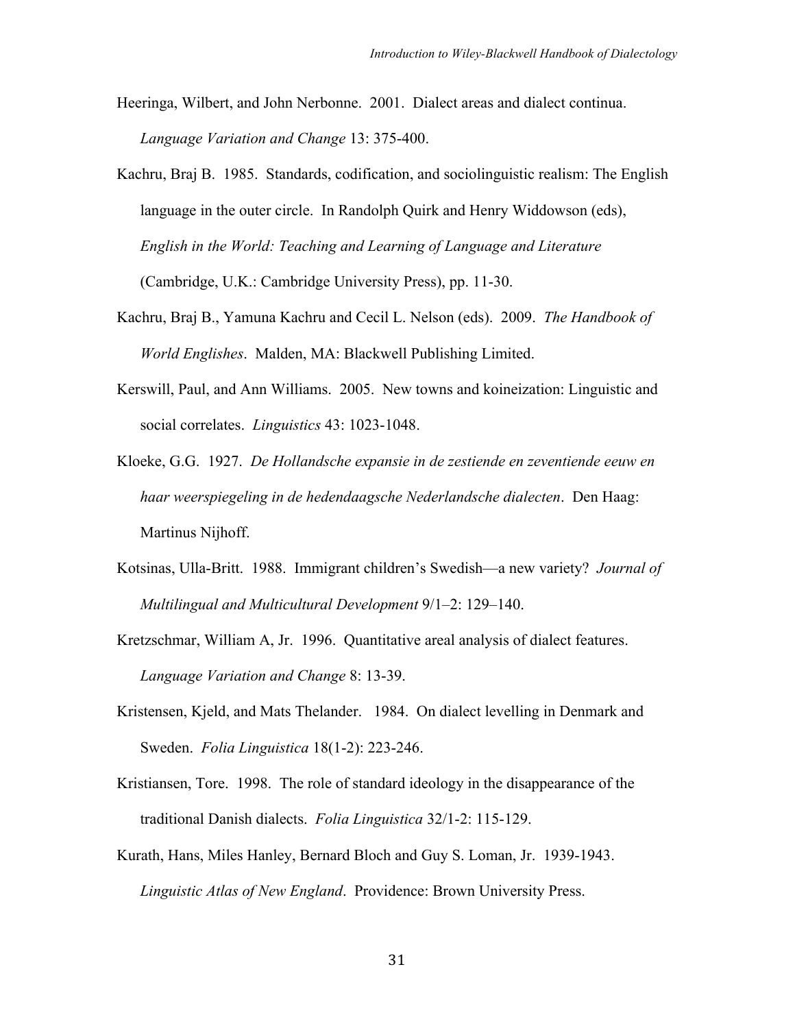Heeringa, Wilbert, and John Nerbonne. 2001. Dialect areas and dialect continua. *Language Variation and Change* 13: 375-400.

Kachru, Braj B. 1985. Standards, codification, and sociolinguistic realism: The English language in the outer circle. In Randolph Quirk and Henry Widdowson (eds), *English in the World: Teaching and Learning of Language and Literature* (Cambridge, U.K.: Cambridge University Press), pp. 11-30.

Kachru, Braj B., Yamuna Kachru and Cecil L. Nelson (eds). 2009. *The Handbook of World Englishes*. Malden, MA: Blackwell Publishing Limited.

Kerswill, Paul, and Ann Williams. 2005. New towns and koineization: Linguistic and social correlates. *Linguistics* 43: 1023-1048.

Kloeke, G.G. 1927. *De Hollandsche expansie in de zestiende en zeventiende eeuw en haar weerspiegeling in de hedendaagsche Nederlandsche dialecten*. Den Haag: Martinus Nijhoff.

Kotsinas, Ulla-Britt. 1988. Immigrant children's Swedish—a new variety? *Journal of Multilingual and Multicultural Development* 9/1–2: 129–140.

Kretzschmar, William A, Jr. 1996. Quantitative areal analysis of dialect features. *Language Variation and Change* 8: 13-39.

Kristensen, Kjeld, and Mats Thelander. 1984. On dialect levelling in Denmark and Sweden. *Folia Linguistica* 18(1-2): 223-246.

Kristiansen, Tore. 1998. The role of standard ideology in the disappearance of the traditional Danish dialects. *Folia Linguistica* 32/1-2: 115-129.

Kurath, Hans, Miles Hanley, Bernard Bloch and Guy S. Loman, Jr. 1939-1943. *Linguistic Atlas of New England*. Providence: Brown University Press.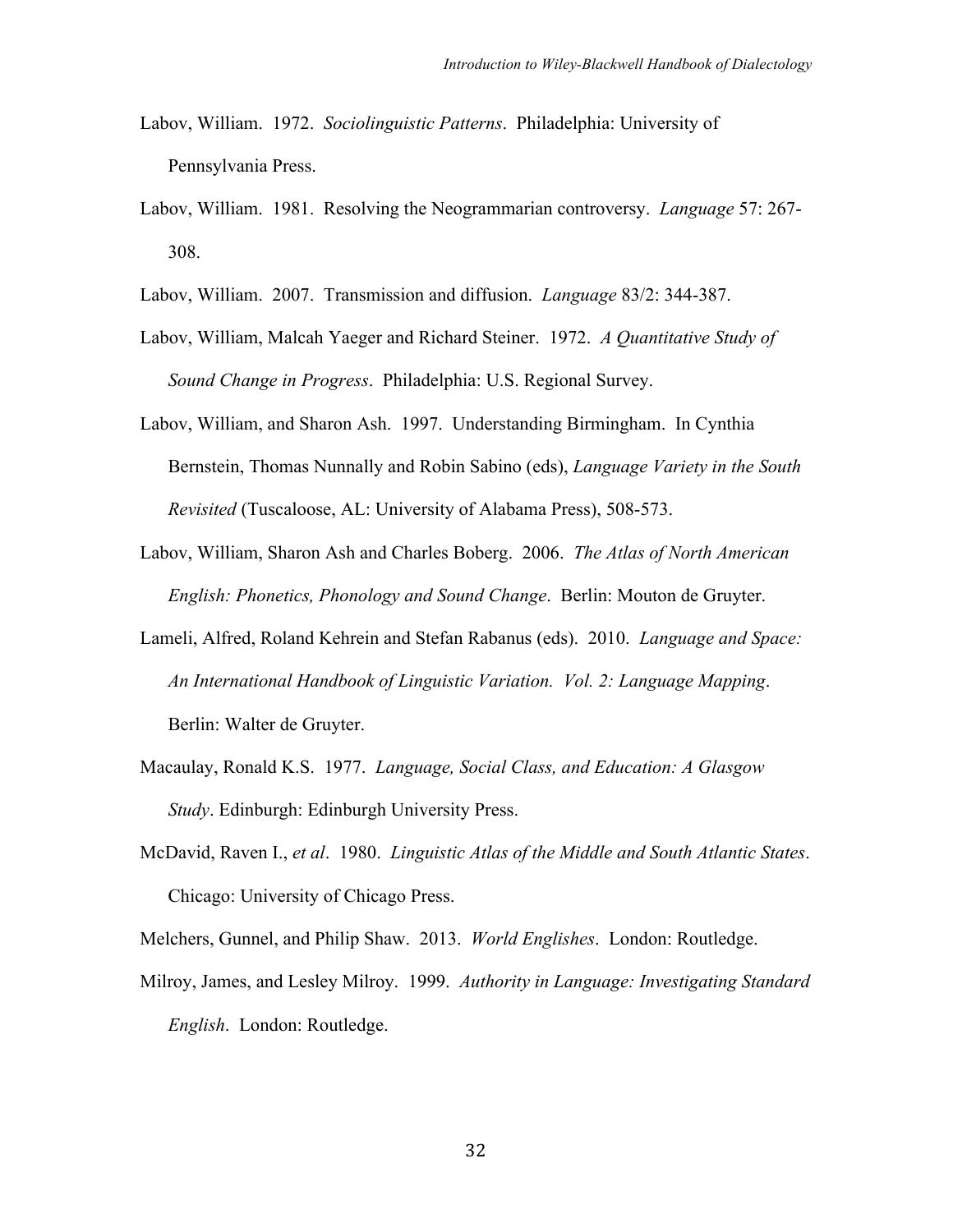Labov, William. 1972. *Sociolinguistic Patterns*. Philadelphia: University of Pennsylvania Press.

Labov, William. 1981. Resolving the Neogrammarian controversy. *Language* 57: 267-308.

Labov, William. 2007. Transmission and diffusion. *Language* 83/2: 344-387.

Labov, William, Malcah Yaeger and Richard Steiner. 1972. *A Quantitative Study of Sound Change in Progress*. Philadelphia: U.S. Regional Survey.

Labov, William, and Sharon Ash. 1997. Understanding Birmingham. In Cynthia Bernstein, Thomas Nunnally and Robin Sabino (eds), *Language Variety in the South Revisited* (Tuscaloose, AL: University of Alabama Press), 508-573.

Labov, William, Sharon Ash and Charles Boberg. 2006. *The Atlas of North American English: Phonetics, Phonology and Sound Change*. Berlin: Mouton de Gruyter.

Lameli, Alfred, Roland Kehrein and Stefan Rabanus (eds). 2010. *Language and Space: An International Handbook of Linguistic Variation. Vol. 2: Language Mapping*. Berlin: Walter de Gruyter.

Macaulay, Ronald K.S. 1977. *Language, Social Class, and Education: A Glasgow Study*. Edinburgh: Edinburgh University Press.

McDavid, Raven I., *et al*. 1980. *Linguistic Atlas of the Middle and South Atlantic States*. Chicago: University of Chicago Press.

Melchers, Gunnel, and Philip Shaw. 2013. *World Englishes*. London: Routledge.

Milroy, James, and Lesley Milroy. 1999. *Authority in Language: Investigating Standard English*. London: Routledge.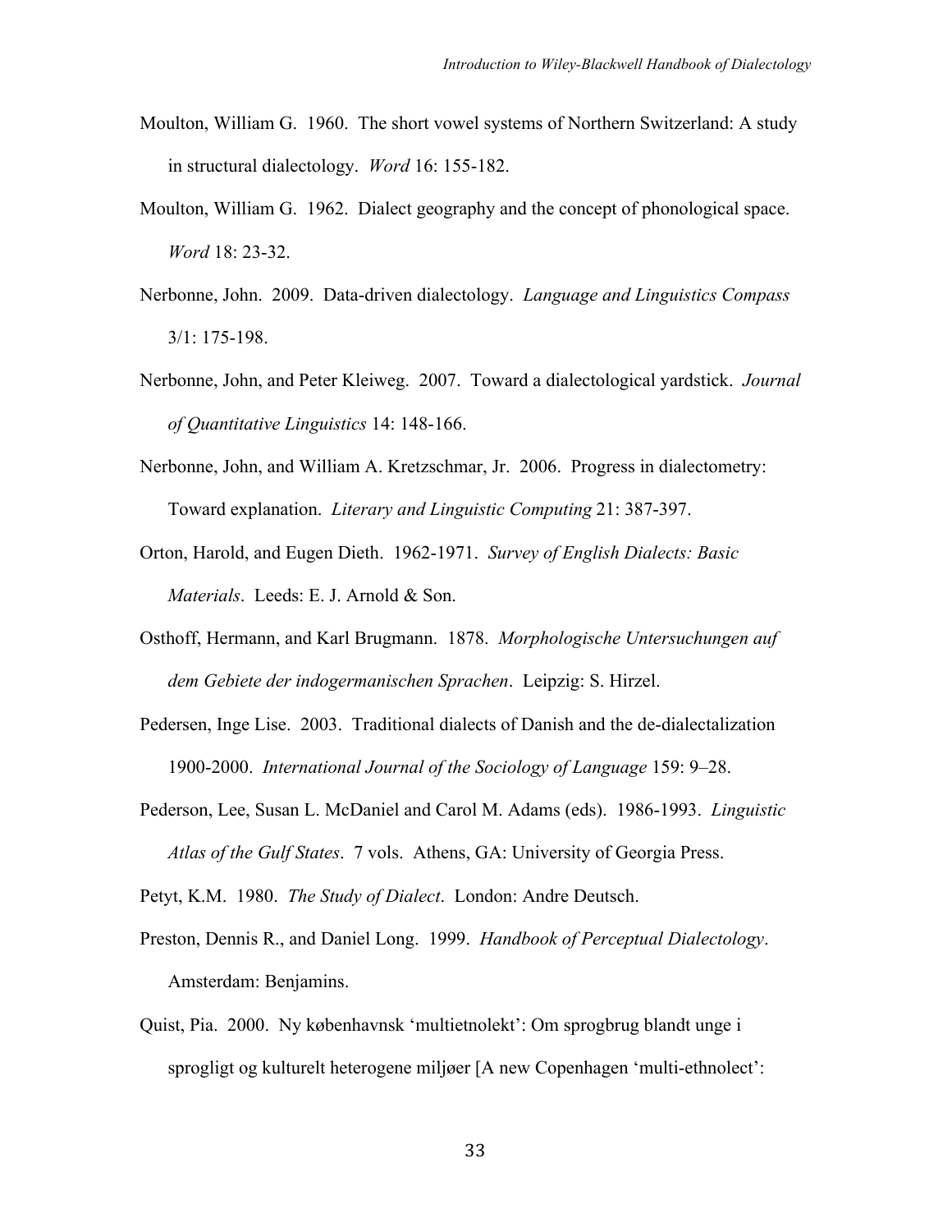Moulton, William G. 1960. The short vowel systems of Northern Switzerland: A study in structural dialectology. *Word* 16: 155-182.

Moulton, William G. 1962. Dialect geography and the concept of phonological space. *Word* 18: 23-32.

Nerbonne, John. 2009. Data-driven dialectology. *Language and Linguistics Compass* 3/1: 175-198.

Nerbonne, John, and Peter Kleiweg. 2007. Toward a dialectological yardstick. *Journal of Quantitative Linguistics* 14: 148-166.

Nerbonne, John, and William A. Kretzschmar, Jr. 2006. Progress in dialectometry: Toward explanation. *Literary and Linguistic Computing* 21: 387-397.

Orton, Harold, and Eugen Dieth. 1962-1971. *Survey of English Dialects: Basic Materials*. Leeds: E. J. Arnold & Son.

Osthoff, Hermann, and Karl Brugmann. 1878. *Morphologische Untersuchungen auf dem Gebiete der indogermanischen Sprachen*. Leipzig: S. Hirzel.

Pedersen, Inge Lise. 2003. Traditional dialects of Danish and the de-dialectalization 1900-2000. *International Journal of the Sociology of Language* 159: 9–28.

Pederson, Lee, Susan L. McDaniel and Carol M. Adams (eds). 1986-1993. *Linguistic Atlas of the Gulf States*. 7 vols. Athens, GA: University of Georgia Press.

Petyt, K.M. 1980. *The Study of Dialect*. London: Andre Deutsch.

Preston, Dennis R., and Daniel Long. 1999. *Handbook of Perceptual Dialectology*. Amsterdam: Benjamins.

Quist, Pia. 2000. Ny københavnsk 'multietnolekt': Om sprogbrug blandt unge i sprogligt og kulturelt heterogene miljøer [A new Copenhagen 'multi-ethnolect':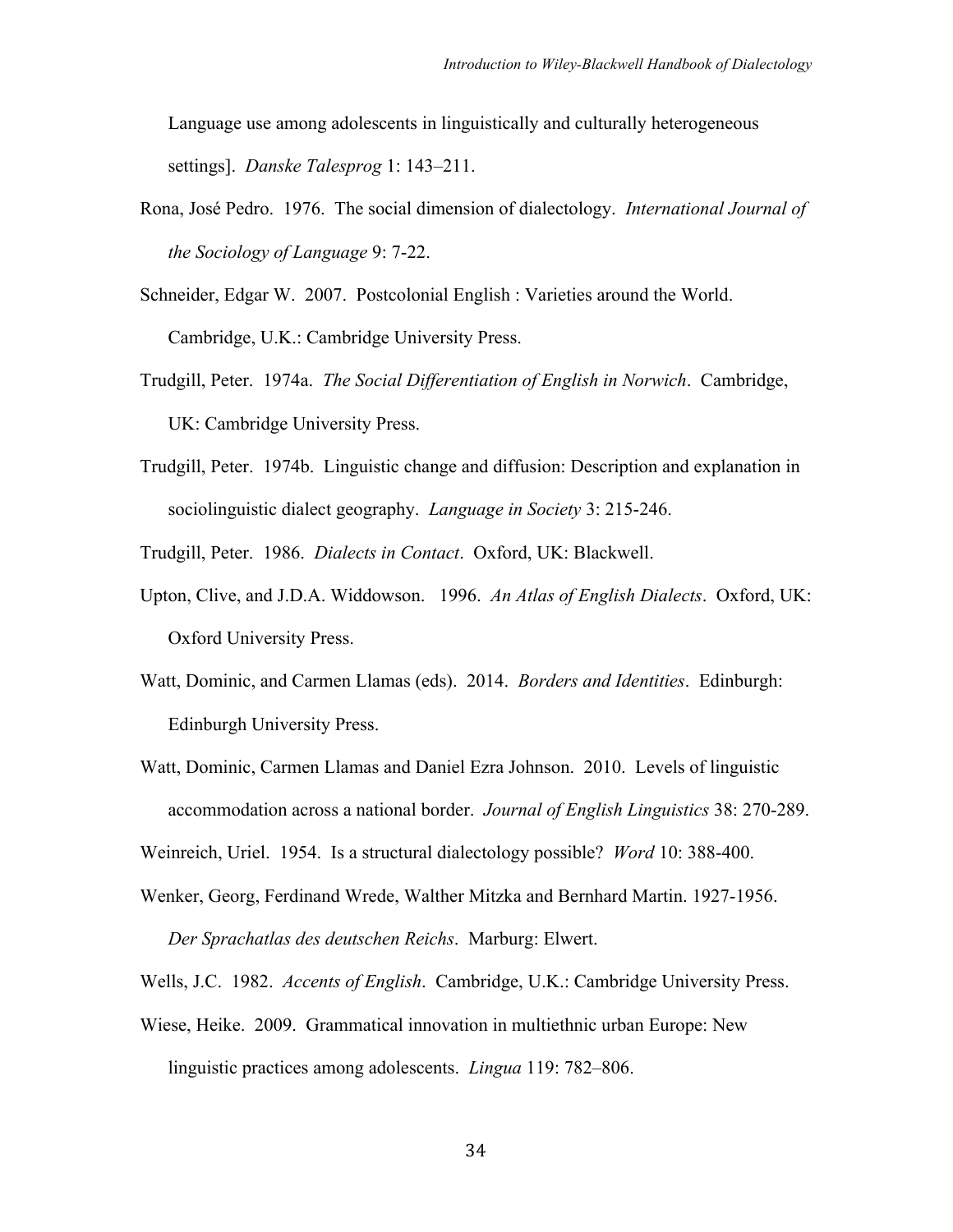Language use among adolescents in linguistically and culturally heterogeneous settings]. *Danske Talesprog* 1: 143–211.

Rona, José Pedro. 1976. The social dimension of dialectology. *International Journal of the Sociology of Language* 9: 7-22.

Schneider, Edgar W. 2007. Postcolonial English : Varieties around the World. Cambridge, U.K.: Cambridge University Press.

Trudgill, Peter. 1974a. *The Social Differentiation of English in Norwich*. Cambridge, UK: Cambridge University Press.

Trudgill, Peter. 1974b. Linguistic change and diffusion: Description and explanation in sociolinguistic dialect geography. *Language in Society* 3: 215-246.

Trudgill, Peter. 1986. *Dialects in Contact*. Oxford, UK: Blackwell.

Upton, Clive, and J.D.A. Widdowson. 1996. *An Atlas of English Dialects*. Oxford, UK: Oxford University Press.

Watt, Dominic, and Carmen Llamas (eds). 2014. *Borders and Identities*. Edinburgh: Edinburgh University Press.

Watt, Dominic, Carmen Llamas and Daniel Ezra Johnson. 2010. Levels of linguistic accommodation across a national border. *Journal of English Linguistics* 38: 270-289.

Weinreich, Uriel. 1954. Is a structural dialectology possible? *Word* 10: 388-400.

Wenker, Georg, Ferdinand Wrede, Walther Mitzka and Bernhard Martin. 1927-1956. *Der Sprachatlas des deutschen Reichs*. Marburg: Elwert.

Wells, J.C. 1982. *Accents of English*. Cambridge, U.K.: Cambridge University Press.

Wiese, Heike. 2009. Grammatical innovation in multiethnic urban Europe: New linguistic practices among adolescents. *Lingua* 119: 782–806.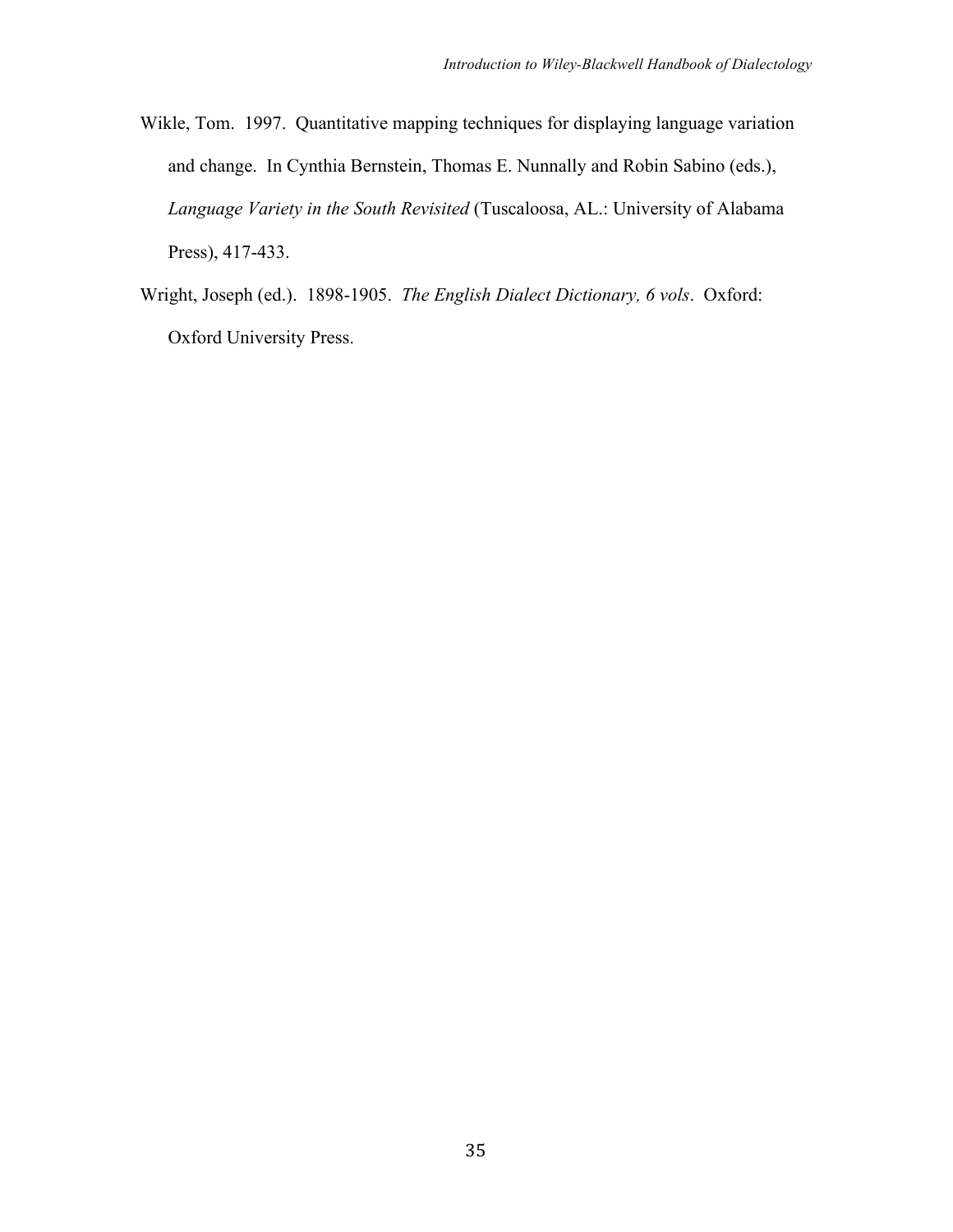Wikle, Tom. 1997. Quantitative mapping techniques for displaying language variation and change. In Cynthia Bernstein, Thomas E. Nunnally and Robin Sabino (eds.), *Language Variety in the South Revisited* (Tuscaloosa, AL.: University of Alabama Press), 417-433.

Wright, Joseph (ed.). 1898-1905. *The English Dialect Dictionary, 6 vols*. Oxford: Oxford University Press.